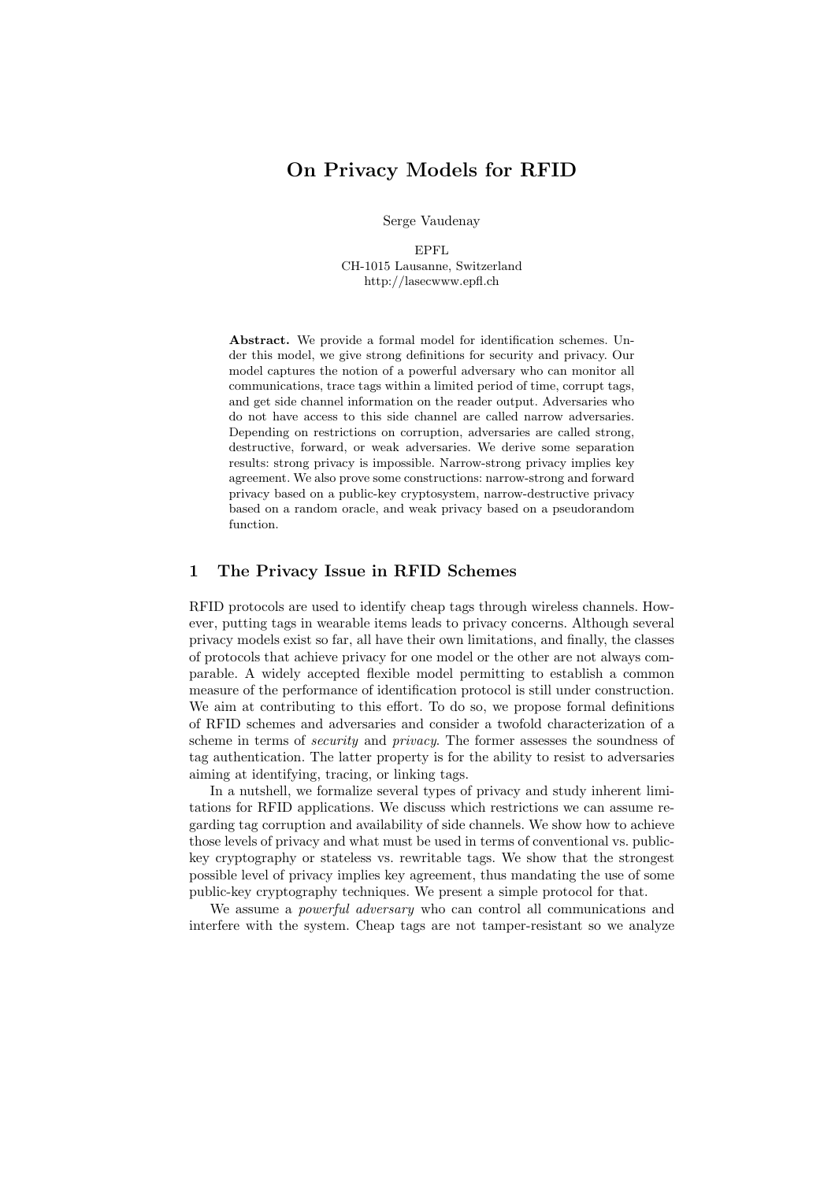# On Privacy Models for RFID

Serge Vaudenay

EPFL
CH-1015 Lausanne, Switzerland
http://lasecwww.epfl.ch

**Abstract.** We provide a formal model for identification schemes. Under this model, we give strong definitions for security and privacy. Our model captures the notion of a powerful adversary who can monitor all communications, trace tags within a limited period of time, corrupt tags, and get side channel information on the reader output. Adversaries who do not have access to this side channel are called narrow adversaries. Depending on restrictions on corruption, adversaries are called strong, destructive, forward, or weak adversaries. We derive some separation results: strong privacy is impossible. Narrow-strong privacy implies key agreement. We also prove some constructions: narrow-strong and forward privacy based on a public-key cryptosystem, narrow-destructive privacy based on a random oracle, and weak privacy based on a pseudorandom function.

## 1 The Privacy Issue in RFID Schemes

RFID protocols are used to identify cheap tags through wireless channels. However, putting tags in wearable items leads to privacy concerns. Although several privacy models exist so far, all have their own limitations, and finally, the classes of protocols that achieve privacy for one model or the other are not always comparable. A widely accepted flexible model permitting to establish a common measure of the performance of identification protocol is still under construction. We aim at contributing to this effort. To do so, we propose formal definitions of RFID schemes and adversaries and consider a twofold characterization of a scheme in terms of *security* and *privacy*. The former assesses the soundness of tag authentication. The latter property is for the ability to resist to adversaries aiming at identifying, tracing, or linking tags.

In a nutshell, we formalize several types of privacy and study inherent limitations for RFID applications. We discuss which restrictions we can assume regarding tag corruption and availability of side channels. We show how to achieve those levels of privacy and what must be used in terms of conventional vs. public-key cryptography or stateless vs. rewritable tags. We show that the strongest possible level of privacy implies key agreement, thus mandating the use of some public-key cryptography techniques. We present a simple protocol for that.

We assume a *powerful adversary* who can control all communications and interfere with the system. Cheap tags are not tamper-resistant so we analyze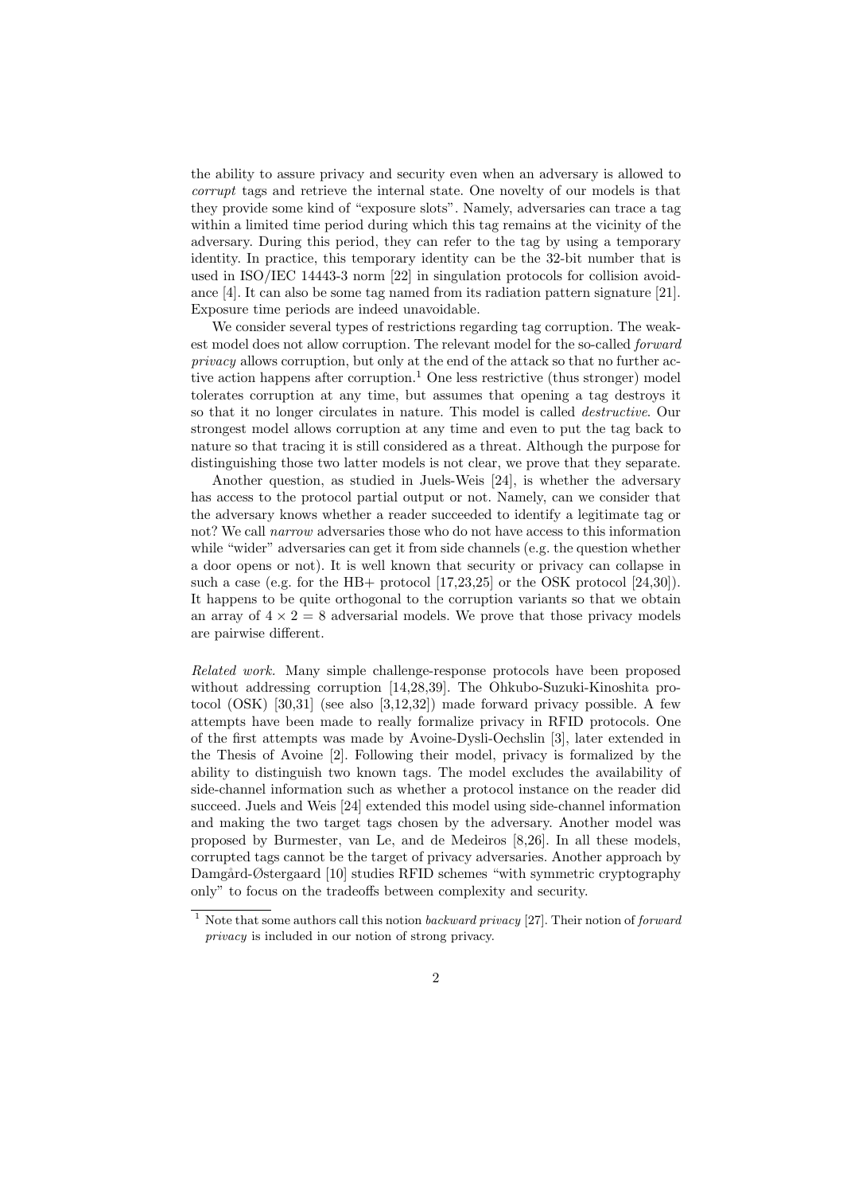the ability to assure privacy and security even when an adversary is allowed to *corrupt* tags and retrieve the internal state. One novelty of our models is that they provide some kind of "exposure slots". Namely, adversaries can trace a tag within a limited time period during which this tag remains at the vicinity of the adversary. During this period, they can refer to the tag by using a temporary identity. In practice, this temporary identity can be the 32-bit number that is used in ISO/IEC 14443-3 norm [22] in singulation protocols for collision avoidance [4]. It can also be some tag named from its radiation pattern signature [21]. Exposure time periods are indeed unavoidable.

We consider several types of restrictions regarding tag corruption. The weakest model does not allow corruption. The relevant model for the so-called *forward privacy* allows corruption, but only at the end of the attack so that no further active action happens after corruption.[1] One less restrictive (thus stronger) model tolerates corruption at any time, but assumes that opening a tag destroys it so that it no longer circulates in nature. This model is called *destructive*. Our strongest model allows corruption at any time and even to put the tag back to nature so that tracing it is still considered as a threat. Although the purpose for distinguishing those two latter models is not clear, we prove that they separate.

Another question, as studied in Juels-Weis [24], is whether the adversary has access to the protocol partial output or not. Namely, can we consider that the adversary knows whether a reader succeeded to identify a legitimate tag or not? We call *narrow* adversaries those who do not have access to this information while "wider" adversaries can get it from side channels (e.g. the question whether a door opens or not). It is well known that security or privacy can collapse in such a case (e.g. for the HB+ protocol [17,23,25] or the OSK protocol [24,30]). It happens to be quite orthogonal to the corruption variants so that we obtain an array of $4 \times 2 = 8$ adversarial models. We prove that those privacy models are pairwise different.

*Related work.* Many simple challenge-response protocols have been proposed without addressing corruption [14,28,39]. The Ohkubo-Suzuki-Kinoshita protocol (OSK) [30,31] (see also [3,12,32]) made forward privacy possible. A few attempts have been made to really formalize privacy in RFID protocols. One of the first attempts was made by Avoine-Dysli-Oechslin [3], later extended in the Thesis of Avoine [2]. Following their model, privacy is formalized by the ability to distinguish two known tags. The model excludes the availability of side-channel information such as whether a protocol instance on the reader did succeed. Juels and Weis [24] extended this model using side-channel information and making the two target tags chosen by the adversary. Another model was proposed by Burmester, van Le, and de Medeiros [8,26]. In all these models, corrupted tags cannot be the target of privacy adversaries. Another approach by Damgård-Østergaard [10] studies RFID schemes "with symmetric cryptography only" to focus on the tradeoffs between complexity and security.

[1] Note that some authors call this notion *backward privacy* [27]. Their notion of *forward privacy* is included in our notion of strong privacy.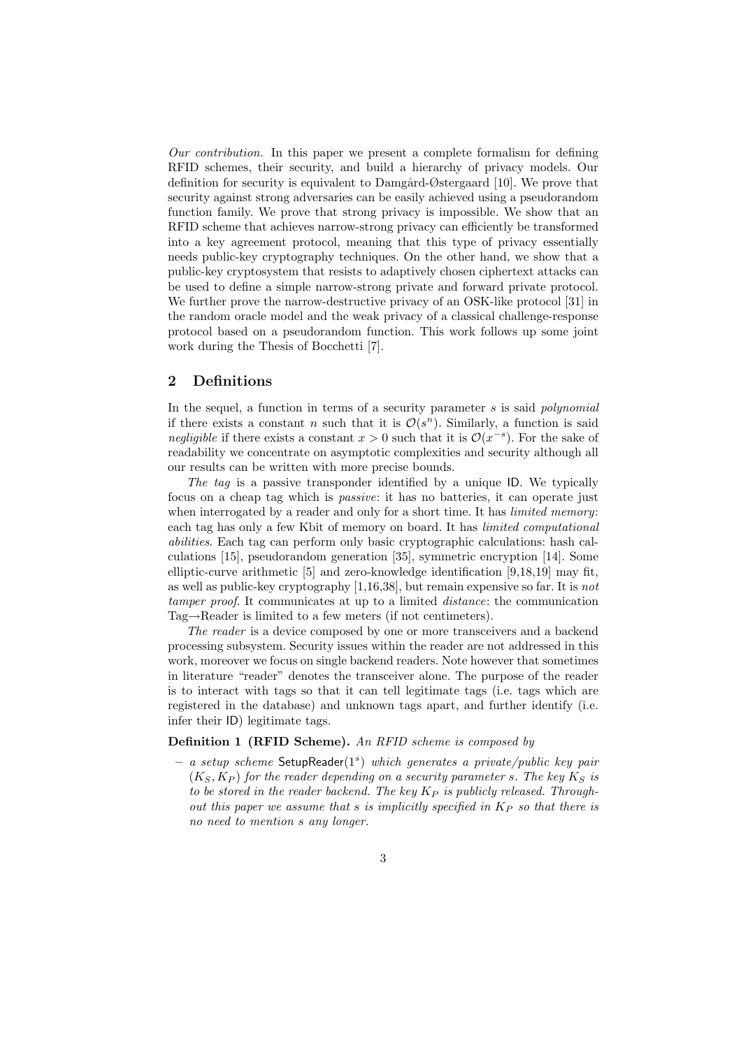*Our contribution.* In this paper we present a complete formalism for defining RFID schemes, their security, and build a hierarchy of privacy models. Our definition for security is equivalent to Damgård-Østergaard [10]. We prove that security against strong adversaries can be easily achieved using a pseudorandom function family. We prove that strong privacy is impossible. We show that an RFID scheme that achieves narrow-strong privacy can efficiently be transformed into a key agreement protocol, meaning that this type of privacy essentially needs public-key cryptography techniques. On the other hand, we show that a public-key cryptosystem that resists to adaptively chosen ciphertext attacks can be used to define a simple narrow-strong private and forward private protocol. We further prove the narrow-destructive privacy of an OSK-like protocol [31] in the random oracle model and the weak privacy of a classical challenge-response protocol based on a pseudorandom function. This work follows up some joint work during the Thesis of Bocchetti [7].

## 2 Definitions

In the sequel, a function in terms of a security parameter $s$ is said *polynomial* if there exists a constant $n$ such that it is $\mathcal{O}(s^n)$. Similarly, a function is said *negligible* if there exists a constant $x > 0$ such that it is $\mathcal{O}(x^{-s})$. For the sake of readability we concentrate on asymptotic complexities and security although all our results can be written with more precise bounds.

*The tag* is a passive transponder identified by a unique $\mathsf{ID}$. We typically focus on a cheap tag which is *passive*: it has no batteries, it can operate just when interrogated by a reader and only for a short time. It has *limited memory*: each tag has only a few Kbit of memory on board. It has *limited computational abilities*. Each tag can perform only basic cryptographic calculations: hash calculations [15], pseudorandom generation [35], symmetric encryption [14]. Some elliptic-curve arithmetic [5] and zero-knowledge identification [9,18,19] may fit, as well as public-key cryptography [1,16,38], but remain expensive so far. It is *not tamper proof*. It communicates at up to a limited *distance*: the communication Tag$\rightarrow$Reader is limited to a few meters (if not centimeters).

*The reader* is a device composed by one or more transceivers and a backend processing subsystem. Security issues within the reader are not addressed in this work, moreover we focus on single backend readers. Note however that sometimes in literature "reader" denotes the transceiver alone. The purpose of the reader is to interact with tags so that it can tell legitimate tags (i.e. tags which are registered in the database) and unknown tags apart, and further identify (i.e. infer their $\mathsf{ID}$) legitimate tags.

**Definition 1 (RFID Scheme).** *An RFID scheme is composed by*

- *a setup scheme* $\mathsf{SetupReader}(1^s)$ *which generates a private/public key pair* $(K_S, K_P)$ *for the reader depending on a security parameter* $s$*. The key* $K_S$ *is to be stored in the reader backend. The key* $K_P$ *is publicly released. Throughout this paper we assume that* $s$ *is implicitly specified in* $K_P$ *so that there is no need to mention* $s$ *any longer.*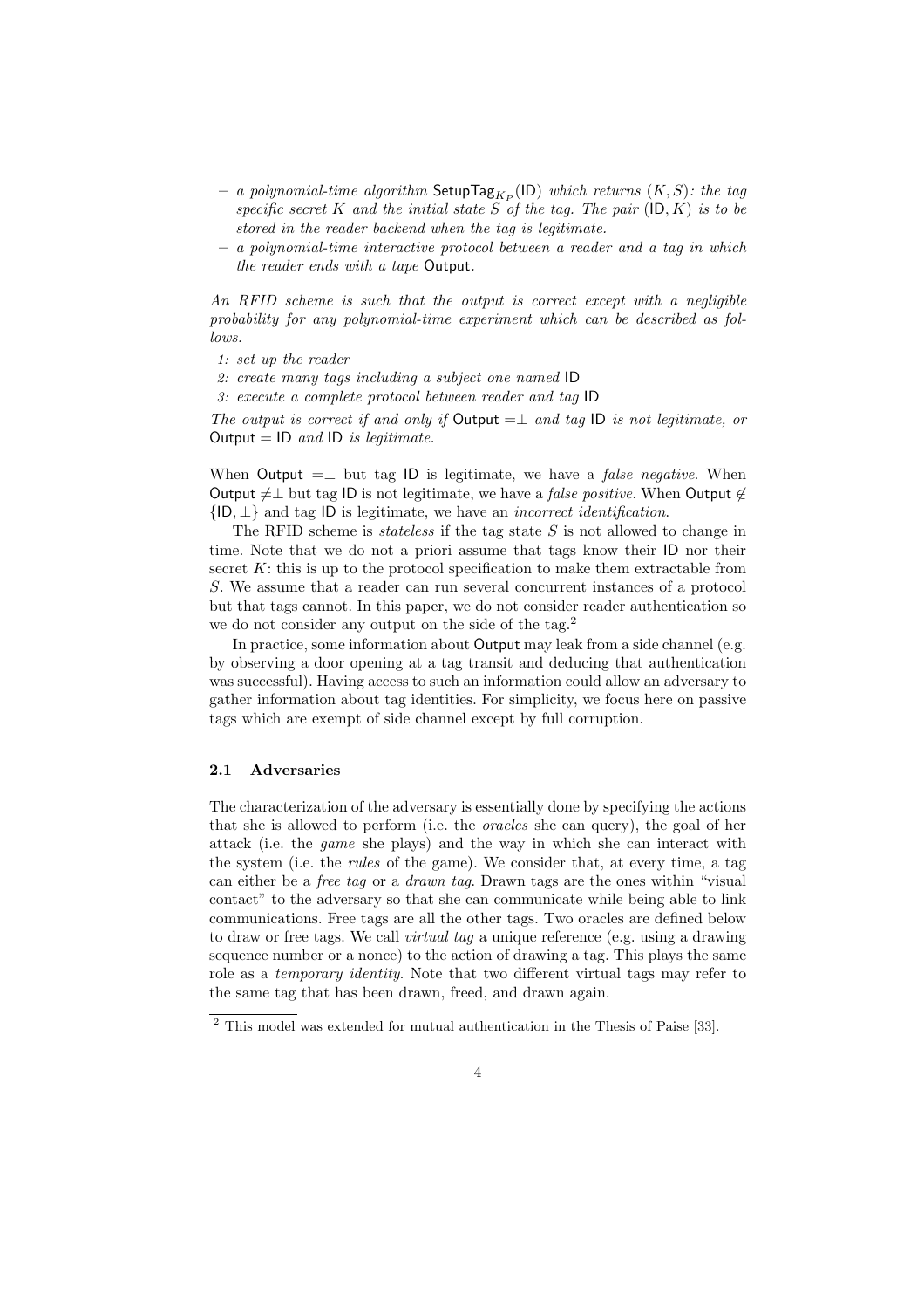- *a polynomial-time algorithm* $\mathsf{SetupTag}_{K_P}(\mathsf{ID})$ *which returns* $(K, S)$*: the tag specific secret* $K$ *and the initial state* $S$ *of the tag. The pair* $(\mathsf{ID}, K)$ *is to be stored in the reader backend when the tag is legitimate.*
- *a polynomial-time interactive protocol between a reader and a tag in which the reader ends with a tape* Output*.*

*An RFID scheme is such that the output is correct except with a negligible probability for any polynomial-time experiment which can be described as follows.*

*1: set up the reader*
*2: create many tags including a subject one named* ID
*3: execute a complete protocol between reader and tag* ID

*The output is correct if and only if* $\mathsf{Output} = \perp$ *and tag* ID *is not legitimate, or* $\mathsf{Output} = \mathsf{ID}$ *and* ID *is legitimate.*

When $\mathsf{Output} = \perp$ but tag ID is legitimate, we have a *false negative*. When $\mathsf{Output} \neq \perp$ but tag ID is not legitimate, we have a *false positive*. When $\mathsf{Output} \notin \{\mathsf{ID}, \perp\}$ and tag ID is legitimate, we have an *incorrect identification*.

The RFID scheme is *stateless* if the tag state $S$ is not allowed to change in time. Note that we do not a priori assume that tags know their ID nor their secret $K$: this is up to the protocol specification to make them extractable from $S$. We assume that a reader can run several concurrent instances of a protocol but that tags cannot. In this paper, we do not consider reader authentication so we do not consider any output on the side of the tag.[2]

In practice, some information about Output may leak from a side channel (e.g. by observing a door opening at a tag transit and deducing that authentication was successful). Having access to such an information could allow an adversary to gather information about tag identities. For simplicity, we focus here on passive tags which are exempt of side channel except by full corruption.

### 2.1 Adversaries

The characterization of the adversary is essentially done by specifying the actions that she is allowed to perform (i.e. the *oracles* she can query), the goal of her attack (i.e. the *game* she plays) and the way in which she can interact with the system (i.e. the *rules* of the game). We consider that, at every time, a tag can either be a *free tag* or a *drawn tag*. Drawn tags are the ones within "visual contact" to the adversary so that she can communicate while being able to link communications. Free tags are all the other tags. Two oracles are defined below to draw or free tags. We call *virtual tag* a unique reference (e.g. using a drawing sequence number or a nonce) to the action of drawing a tag. This plays the same role as a *temporary identity*. Note that two different virtual tags may refer to the same tag that has been drawn, freed, and drawn again.

[2] This model was extended for mutual authentication in the Thesis of Paise [33].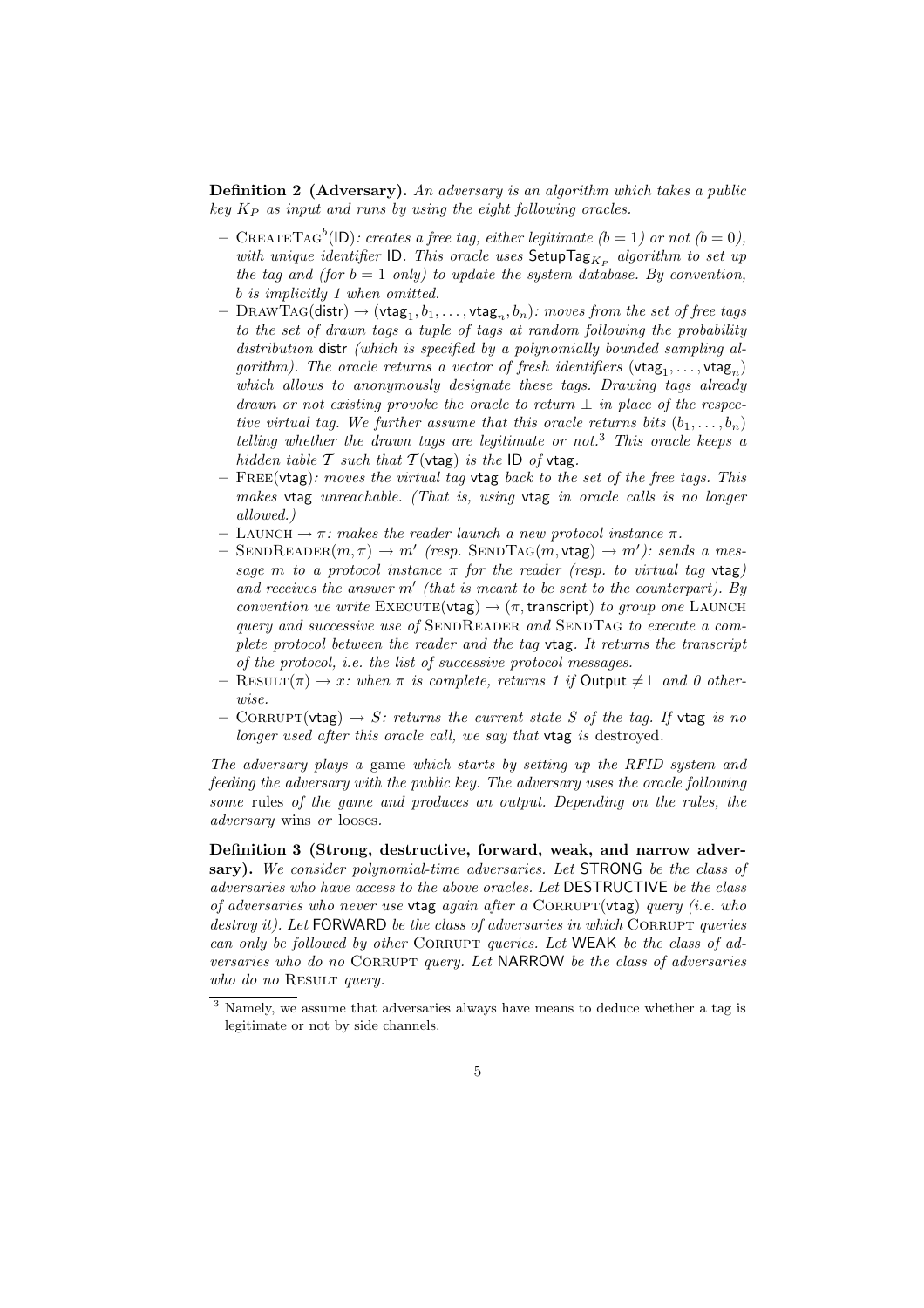**Definition 2 (Adversary).** *An adversary is an algorithm which takes a public key $K_P$ as input and runs by using the eight following oracles.*

- $\text{CreateTag}^b(\mathsf{ID})$*: creates a free tag, either legitimate ($b = 1$) or not ($b = 0$), with unique identifier* $\mathsf{ID}$*. This oracle uses* $\mathsf{SetupTag}_{K_P}$ *algorithm to set up the tag and (for $b = 1$ only) to update the system database. By convention, $b$ is implicitly 1 when omitted.*
- $\text{DrawTag}(\mathsf{distr}) \rightarrow (\mathsf{vtag}_1, b_1, \ldots, \mathsf{vtag}_n, b_n)$*: moves from the set of free tags to the set of drawn tags a tuple of tags at random following the probability distribution* $\mathsf{distr}$ *(which is specified by a polynomially bounded sampling algorithm). The oracle returns a vector of fresh identifiers* $(\mathsf{vtag}_1, \ldots, \mathsf{vtag}_n)$ *which allows to anonymously designate these tags. Drawing tags already drawn or not existing provoke the oracle to return $\perp$ in place of the respective virtual tag. We further assume that this oracle returns bits $(b_1, \ldots, b_n)$ telling whether the drawn tags are legitimate or not.*[3] *This oracle keeps a hidden table $\mathcal{T}$ such that $\mathcal{T}(\mathsf{vtag})$ is the* $\mathsf{ID}$ *of* $\mathsf{vtag}$*.*
- $\text{Free}(\mathsf{vtag})$*: moves the virtual tag* $\mathsf{vtag}$ *back to the set of the free tags. This makes* $\mathsf{vtag}$ *unreachable. (That is, using* $\mathsf{vtag}$ *in oracle calls is no longer allowed.)*
- $\text{Launch} \rightarrow \pi$*: makes the reader launch a new protocol instance $\pi$.*
- $\text{SendReader}(m, \pi) \rightarrow m'$ *(resp.* $\text{SendTag}(m, \mathsf{vtag}) \rightarrow m'$*): sends a message $m$ to a protocol instance $\pi$ for the reader (resp. to virtual tag* $\mathsf{vtag}$*) and receives the answer $m'$ (that is meant to be sent to the counterpart). By convention we write* $\text{Execute}(\mathsf{vtag}) \rightarrow (\pi, \mathsf{transcript})$ *to group one* Launch *query and successive use of* SendReader *and* SendTag *to execute a complete protocol between the reader and the tag* $\mathsf{vtag}$*. It returns the transcript of the protocol, i.e. the list of successive protocol messages.*
- $\text{Result}(\pi) \rightarrow x$*: when $\pi$ is complete, returns 1 if* $\mathsf{Output} \neq \perp$ *and 0 otherwise.*
- $\text{Corrupt}(\mathsf{vtag}) \rightarrow S$*: returns the current state $S$ of the tag. If* $\mathsf{vtag}$ *is no longer used after this oracle call, we say that* $\mathsf{vtag}$ *is* destroyed*.*

*The adversary plays a* game *which starts by setting up the RFID system and feeding the adversary with the public key. The adversary uses the oracle following some* rules *of the game and produces an output. Depending on the rules, the adversary* wins *or* looses*.*

**Definition 3 (Strong, destructive, forward, weak, and narrow adversary).** *We consider polynomial-time adversaries. Let* STRONG *be the class of adversaries who have access to the above oracles. Let* DESTRUCTIVE *be the class of adversaries who never use* $\mathsf{vtag}$ *again after a* $\text{Corrupt}(\mathsf{vtag})$ *query (i.e. who destroy it). Let* FORWARD *be the class of adversaries in which* Corrupt *queries can only be followed by other* Corrupt *queries. Let* WEAK *be the class of adversaries who do no* Corrupt *query. Let* NARROW *be the class of adversaries who do no* Result *query.*

[3] Namely, we assume that adversaries always have means to deduce whether a tag is legitimate or not by side channels.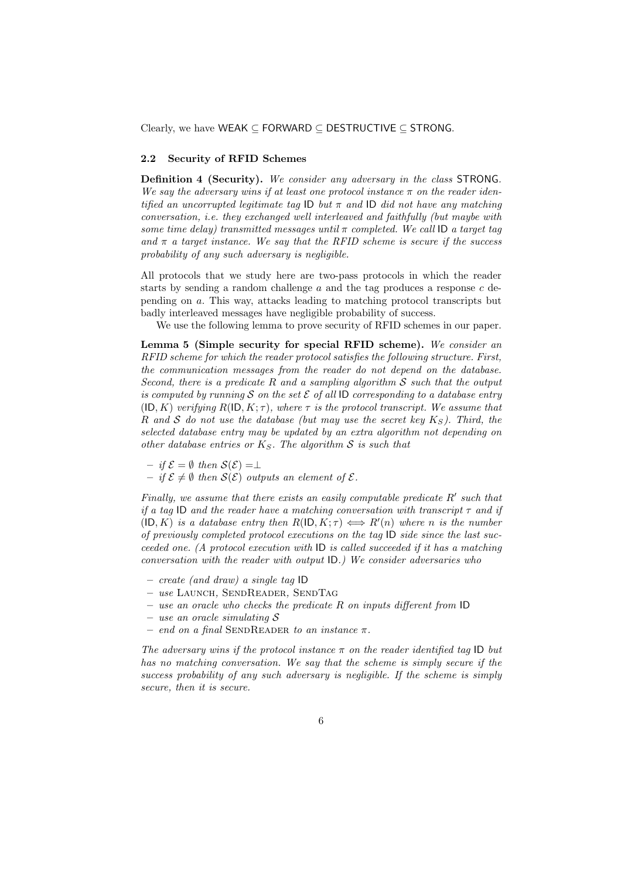Clearly, we have $\mathsf{WEAK} \subseteq \mathsf{FORWARD} \subseteq \mathsf{DESTRUCTIVE} \subseteq \mathsf{STRONG}$.

### 2.2 Security of RFID Schemes

**Definition 4 (Security).** *We consider any adversary in the class* $\mathsf{STRONG}$*. We say the adversary wins if at least one protocol instance* $\pi$ *on the reader identified an uncorrupted legitimate tag* $\mathsf{ID}$ *but* $\pi$ *and* $\mathsf{ID}$ *did not have any matching conversation, i.e. they exchanged well interleaved and faithfully (but maybe with some time delay) transmitted messages until* $\pi$ *completed. We call* $\mathsf{ID}$ *a target tag and* $\pi$ *a target instance. We say that the RFID scheme is secure if the success probability of any such adversary is negligible.*

All protocols that we study here are two-pass protocols in which the reader starts by sending a random challenge $a$ and the tag produces a response $c$ depending on $a$. This way, attacks leading to matching protocol transcripts but badly interleaved messages have negligible probability of success.

We use the following lemma to prove security of RFID schemes in our paper.

**Lemma 5 (Simple security for special RFID scheme).** *We consider an RFID scheme for which the reader protocol satisfies the following structure. First, the communication messages from the reader do not depend on the database. Second, there is a predicate* $R$ *and a sampling algorithm* $\mathcal{S}$ *such that the output is computed by running* $\mathcal{S}$ *on the set* $\mathcal{E}$ *of all* $\mathsf{ID}$ *corresponding to a database entry* $(\mathsf{ID}, K)$ *verifying* $R(\mathsf{ID}, K; \tau)$*, where* $\tau$ *is the protocol transcript. We assume that* $R$ *and* $\mathcal{S}$ *do not use the database (but may use the secret key* $K_S$*). Third, the selected database entry may be updated by an extra algorithm not depending on other database entries or* $K_S$*. The algorithm* $\mathcal{S}$ *is such that*

- *if* $\mathcal{E} = \emptyset$ *then* $\mathcal{S}(\mathcal{E}) = \perp$
- *if* $\mathcal{E} \neq \emptyset$ *then* $\mathcal{S}(\mathcal{E})$ *outputs an element of* $\mathcal{E}$*.*

*Finally, we assume that there exists an easily computable predicate* $R'$ *such that if a tag* $\mathsf{ID}$ *and the reader have a matching conversation with transcript* $\tau$ *and if* $(\mathsf{ID}, K)$ *is a database entry then* $R(\mathsf{ID}, K; \tau) \iff R'(n)$ *where* $n$ *is the number of previously completed protocol executions on the tag* $\mathsf{ID}$ *side since the last succeeded one. (A protocol execution with* $\mathsf{ID}$ *is called succeeded if it has a matching conversation with the reader with output* $\mathsf{ID}$*.) We consider adversaries who*

- *create (and draw) a single tag* $\mathsf{ID}$
- *use* Launch, SendReader, SendTag
- *use an oracle who checks the predicate* $R$ *on inputs different from* $\mathsf{ID}$
- *use an oracle simulating* $\mathcal{S}$
- *end on a final* SendReader *to an instance* $\pi$*.*

*The adversary wins if the protocol instance* $\pi$ *on the reader identified tag* $\mathsf{ID}$ *but has no matching conversation. We say that the scheme is simply secure if the success probability of any such adversary is negligible. If the scheme is simply secure, then it is secure.*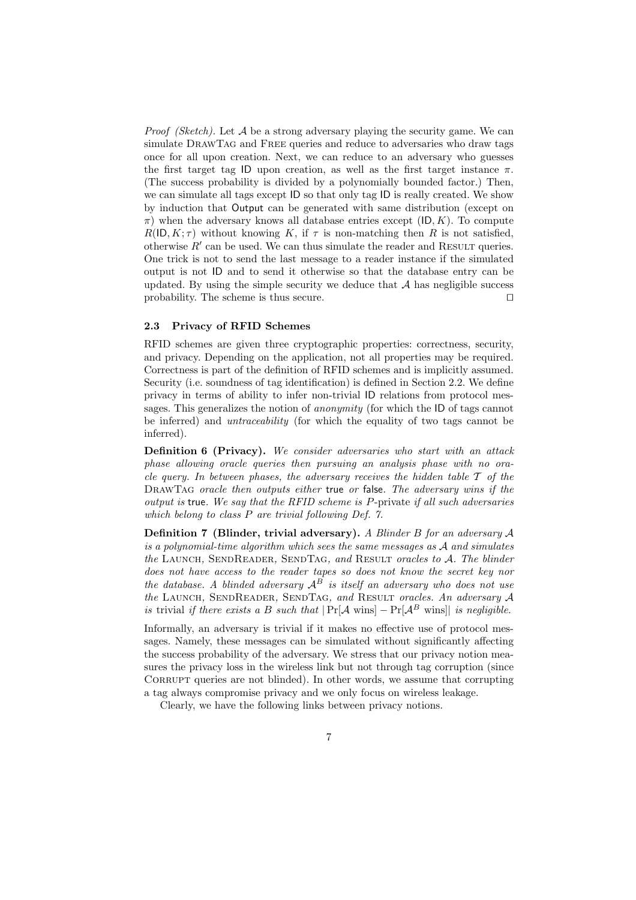*Proof (Sketch).* Let $\mathcal{A}$ be a strong adversary playing the security game. We can simulate DrawTag and Free queries and reduce to adversaries who draw tags once for all upon creation. Next, we can reduce to an adversary who guesses the first target tag ID upon creation, as well as the first target instance $\pi$. (The success probability is divided by a polynomially bounded factor.) Then, we can simulate all tags except ID so that only tag ID is really created. We show by induction that Output can be generated with same distribution (except on $\pi$) when the adversary knows all database entries except $(\mathsf{ID}, K)$. To compute $R(\mathsf{ID}, K; \tau)$ without knowing $K$, if $\tau$ is non-matching then $R$ is not satisfied, otherwise $R'$ can be used. We can thus simulate the reader and Result queries. One trick is not to send the last message to a reader instance if the simulated output is not ID and to send it otherwise so that the database entry can be updated. By using the simple security we deduce that $\mathcal{A}$ has negligible success probability. The scheme is thus secure. □

### 2.3 Privacy of RFID Schemes

RFID schemes are given three cryptographic properties: correctness, security, and privacy. Depending on the application, not all properties may be required. Correctness is part of the definition of RFID schemes and is implicitly assumed. Security (i.e. soundness of tag identification) is defined in Section 2.2. We define privacy in terms of ability to infer non-trivial ID relations from protocol messages. This generalizes the notion of *anonymity* (for which the ID of tags cannot be inferred) and *untraceability* (for which the equality of two tags cannot be inferred).

**Definition 6 (Privacy).** *We consider adversaries who start with an attack phase allowing oracle queries then pursuing an analysis phase with no oracle query. In between phases, the adversary receives the hidden table $\mathcal{T}$ of the* DrawTag *oracle then outputs either* true *or* false*. The adversary wins if the output is* true*. We say that the RFID scheme is $P$-*private *if all such adversaries which belong to class $P$ are trivial following Def. 7.*

**Definition 7 (Blinder, trivial adversary).** *A Blinder $B$ for an adversary $\mathcal{A}$ is a polynomial-time algorithm which sees the same messages as $\mathcal{A}$ and simulates the* Launch*,* SendReader*,* SendTag*, and* Result *oracles to $\mathcal{A}$. The blinder does not have access to the reader tapes so does not know the secret key nor the database. A blinded adversary $\mathcal{A}^B$ is itself an adversary who does not use the* Launch*,* SendReader*,* SendTag*, and* Result *oracles. An adversary $\mathcal{A}$ is* trivial *if there exists a $B$ such that $|\Pr[\mathcal{A} \text{ wins}] - \Pr[\mathcal{A}^B \text{ wins}]|$ is negligible.*

Informally, an adversary is trivial if it makes no effective use of protocol messages. Namely, these messages can be simulated without significantly affecting the success probability of the adversary. We stress that our privacy notion measures the privacy loss in the wireless link but not through tag corruption (since Corrupt queries are not blinded). In other words, we assume that corrupting a tag always compromise privacy and we only focus on wireless leakage.

Clearly, we have the following links between privacy notions.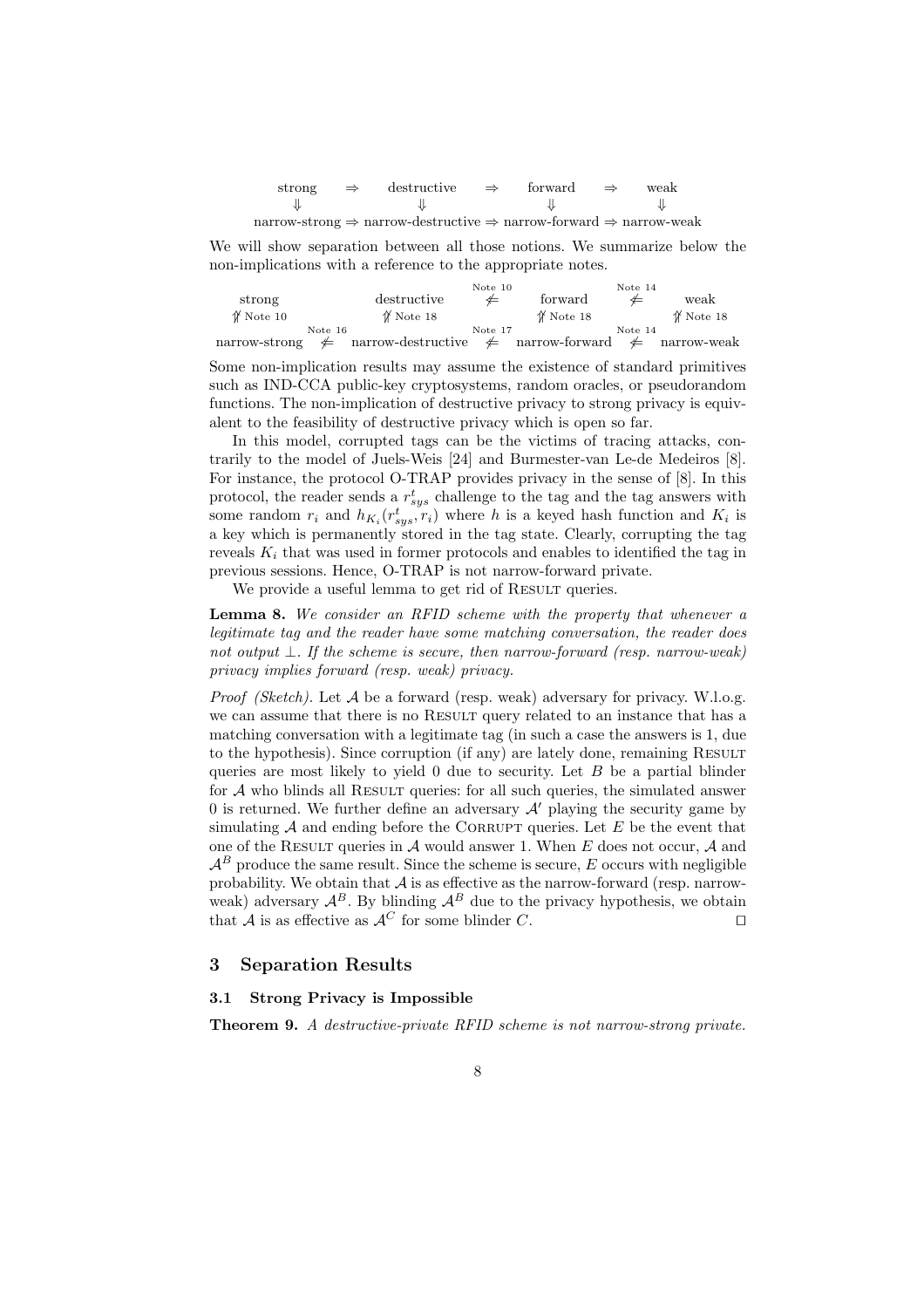$$
\begin{array}{ccccccc}
\text{strong} & \Rightarrow & \text{destructive} & \Rightarrow & \text{forward} & \Rightarrow & \text{weak} \\
\Downarrow & & \Downarrow & & \Downarrow & & \Downarrow \\
\text{narrow-strong} & \Rightarrow & \text{narrow-destructive} & \Rightarrow & \text{narrow-forward} & \Rightarrow & \text{narrow-weak}
\end{array}
$$

We will show separation between all those notions. We summarize below the non-implications with a reference to the appropriate notes.

$$
\begin{array}{ccccccc}
\text{strong} & & \text{destructive} & \overset{\text{Note 10}}{\not\Leftarrow} & \text{forward} & \overset{\text{Note 14}}{\not\Leftarrow} & \text{weak} \\
\not\Uparrow \text{Note 10} & & \not\Uparrow \text{Note 18} & & \not\Uparrow \text{Note 18} & & \not\Uparrow \text{Note 18} \\
\text{narrow-strong} & \overset{\text{Note 16}}{\not\Leftarrow} & \text{narrow-destructive} & \overset{\text{Note 17}}{\not\Leftarrow} & \text{narrow-forward} & \overset{\text{Note 14}}{\not\Leftarrow} & \text{narrow-weak}
\end{array}
$$

Some non-implication results may assume the existence of standard primitives such as IND-CCA public-key cryptosystems, random oracles, or pseudorandom functions. The non-implication of destructive privacy to strong privacy is equivalent to the feasibility of destructive privacy which is open so far.

In this model, corrupted tags can be the victims of tracing attacks, contrarily to the model of Juels-Weis [24] and Burmester-van Le-de Medeiros [8]. For instance, the protocol O-TRAP provides privacy in the sense of [8]. In this protocol, the reader sends a $r^t_{sys}$ challenge to the tag and the tag answers with some random $r_i$ and $h_{K_i}(r^t_{sys}, r_i)$ where $h$ is a keyed hash function and $K_i$ is a key which is permanently stored in the tag state. Clearly, corrupting the tag reveals $K_i$ that was used in former protocols and enables to identified the tag in previous sessions. Hence, O-TRAP is not narrow-forward private.

We provide a useful lemma to get rid of RESULT queries.

**Lemma 8.** *We consider an RFID scheme with the property that whenever a legitimate tag and the reader have some matching conversation, the reader does not output* $\perp$*. If the scheme is secure, then narrow-forward (resp. narrow-weak) privacy implies forward (resp. weak) privacy.*

*Proof (Sketch).* Let $\mathcal{A}$ be a forward (resp. weak) adversary for privacy. W.l.o.g. we can assume that there is no RESULT query related to an instance that has a matching conversation with a legitimate tag (in such a case the answers is 1, due to the hypothesis). Since corruption (if any) are lately done, remaining RESULT queries are most likely to yield 0 due to security. Let $B$ be a partial blinder for $\mathcal{A}$ who blinds all RESULT queries: for all such queries, the simulated answer 0 is returned. We further define an adversary $\mathcal{A}'$ playing the security game by simulating $\mathcal{A}$ and ending before the CORRUPT queries. Let $E$ be the event that one of the RESULT queries in $\mathcal{A}$ would answer 1. When $E$ does not occur, $\mathcal{A}$ and $\mathcal{A}^B$ produce the same result. Since the scheme is secure, $E$ occurs with negligible probability. We obtain that $\mathcal{A}$ is as effective as the narrow-forward (resp. narrow-weak) adversary $\mathcal{A}^B$. By blinding $\mathcal{A}^B$ due to the privacy hypothesis, we obtain that $\mathcal{A}$ is as effective as $\mathcal{A}^C$ for some blinder $C$. $\square$

## 3 Separation Results

### 3.1 Strong Privacy is Impossible

**Theorem 9.** *A destructive-private RFID scheme is not narrow-strong private.*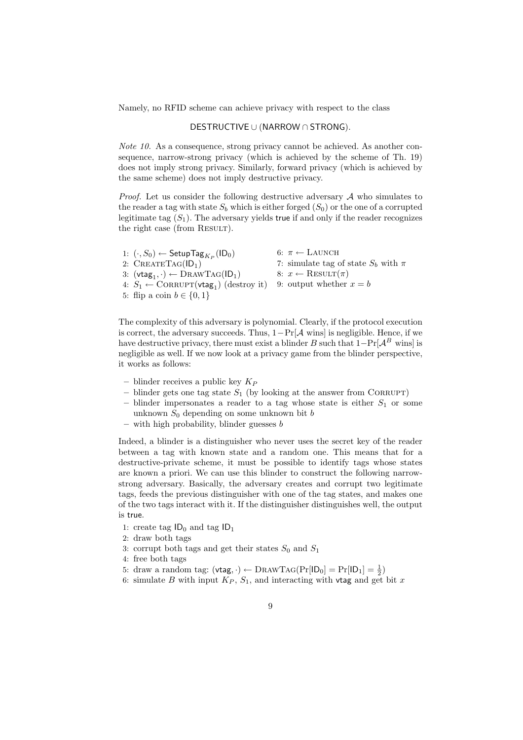Namely, no RFID scheme can achieve privacy with respect to the class

$$\mathsf{DESTRUCTIVE} \cup (\mathsf{NARROW} \cap \mathsf{STRONG}).$$

*Note 10.* As a consequence, strong privacy cannot be achieved. As another consequence, narrow-strong privacy (which is achieved by the scheme of Th. 19) does not imply strong privacy. Similarly, forward privacy (which is achieved by the same scheme) does not imply destructive privacy.

*Proof.* Let us consider the following destructive adversary $\mathcal{A}$ who simulates to the reader a tag with state $S_b$ which is either forged ($S_0$) or the one of a corrupted legitimate tag ($S_1$). The adversary yields true if and only if the reader recognizes the right case (from RESULT).

1: $(\cdot, S_0) \leftarrow \mathsf{SetupTag}_{K_P}(\mathsf{ID}_0)$
2: CREATETAG($\mathsf{ID}_1$)
3: $(\mathsf{vtag}_1, \cdot) \leftarrow$ DRAWTAG($\mathsf{ID}_1$)
4: $S_1 \leftarrow$ CORRUPT($\mathsf{vtag}_1$) (destroy it)
5: flip a coin $b \in \{0, 1\}$
6: $\pi \leftarrow$ LAUNCH
7: simulate tag of state $S_b$ with $\pi$
8: $x \leftarrow$ RESULT($\pi$)
9: output whether $x = b$

The complexity of this adversary is polynomial. Clearly, if the protocol execution is correct, the adversary succeeds. Thus, $1 - \Pr[\mathcal{A} \text{ wins}]$ is negligible. Hence, if we have destructive privacy, there must exist a blinder $B$ such that $1 - \Pr[\mathcal{A}^B \text{ wins}]$ is negligible as well. If we now look at a privacy game from the blinder perspective, it works as follows:

- blinder receives a public key $K_P$
- blinder gets one tag state $S_1$ (by looking at the answer from CORRUPT)
- blinder impersonates a reader to a tag whose state is either $S_1$ or some unknown $S_0$ depending on some unknown bit $b$
- with high probability, blinder guesses $b$

Indeed, a blinder is a distinguisher who never uses the secret key of the reader between a tag with known state and a random one. This means that for a destructive-private scheme, it must be possible to identify tags whose states are known a priori. We can use this blinder to construct the following narrow-strong adversary. Basically, the adversary creates and corrupt two legitimate tags, feeds the previous distinguisher with one of the tag states, and makes one of the two tags interact with it. If the distinguisher distinguishes well, the output is true.

1: create tag $\mathsf{ID}_0$ and tag $\mathsf{ID}_1$
2: draw both tags
3: corrupt both tags and get their states $S_0$ and $S_1$
4: free both tags
5: draw a random tag: $(\mathsf{vtag}, \cdot) \leftarrow$ DRAWTAG($\Pr[\mathsf{ID}_0] = \Pr[\mathsf{ID}_1] = \frac{1}{2}$)
6: simulate $B$ with input $K_P$, $S_1$, and interacting with $\mathsf{vtag}$ and get bit $x$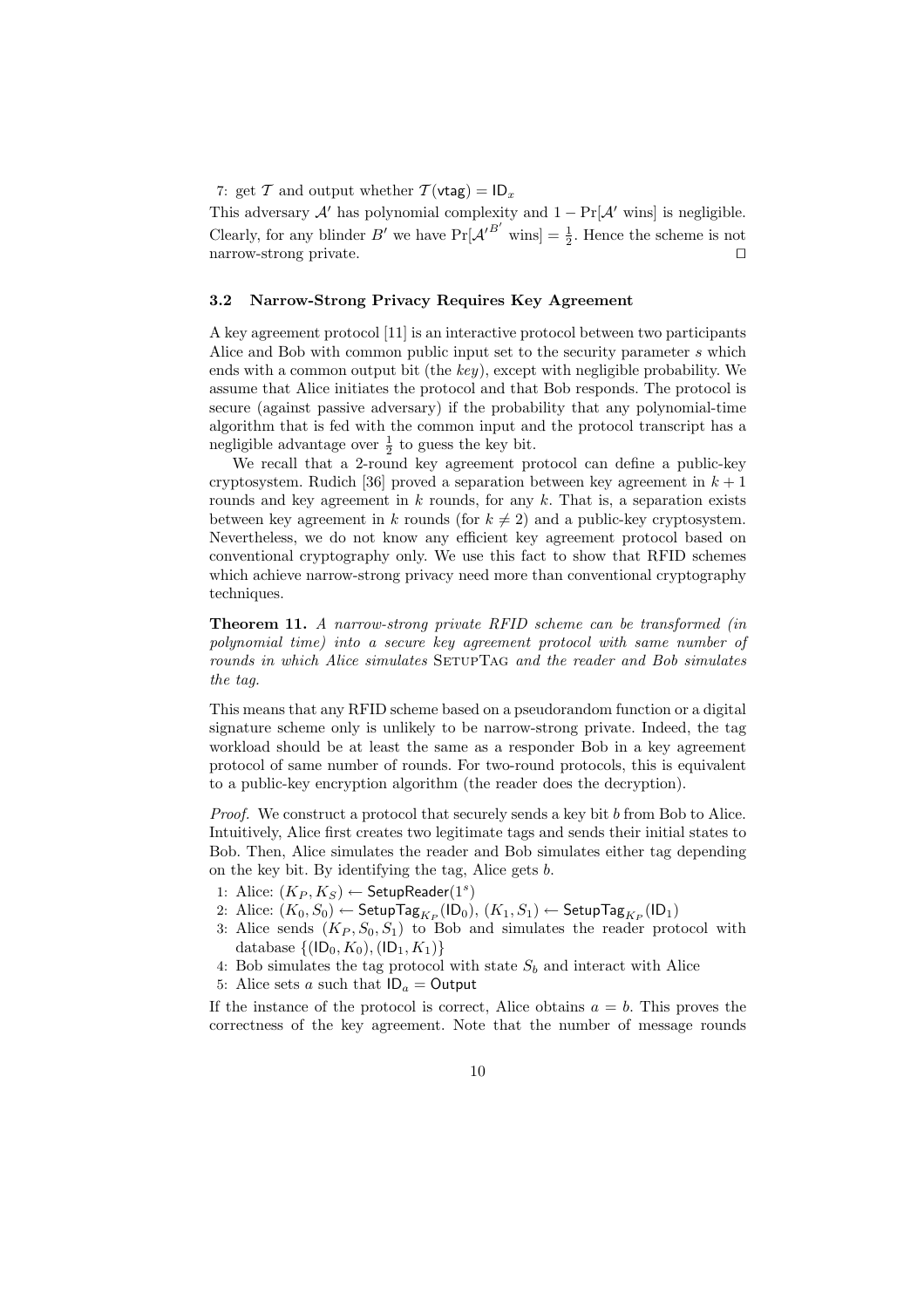7: get $\mathcal{T}$ and output whether $\mathcal{T}(\mathsf{vtag}) = \mathsf{ID}_x$

This adversary $\mathcal{A}'$ has polynomial complexity and $1 - \Pr[\mathcal{A}' \text{ wins}]$ is negligible. Clearly, for any blinder $B'$ we have $\Pr[\mathcal{A}'^{B'} \text{ wins}] = \frac{1}{2}$. Hence the scheme is not narrow-strong private. □

### 3.2 Narrow-Strong Privacy Requires Key Agreement

A key agreement protocol [11] is an interactive protocol between two participants Alice and Bob with common public input set to the security parameter $s$ which ends with a common output bit (the *key*), except with negligible probability. We assume that Alice initiates the protocol and that Bob responds. The protocol is secure (against passive adversary) if the probability that any polynomial-time algorithm that is fed with the common input and the protocol transcript has a negligible advantage over $\frac{1}{2}$ to guess the key bit.

We recall that a 2-round key agreement protocol can define a public-key cryptosystem. Rudich [36] proved a separation between key agreement in $k+1$ rounds and key agreement in $k$ rounds, for any $k$. That is, a separation exists between key agreement in $k$ rounds (for $k \neq 2$) and a public-key cryptosystem. Nevertheless, we do not know any efficient key agreement protocol based on conventional cryptography only. We use this fact to show that RFID schemes which achieve narrow-strong privacy need more than conventional cryptography techniques.

**Theorem 11.** *A narrow-strong private RFID scheme can be transformed (in polynomial time) into a secure key agreement protocol with same number of rounds in which Alice simulates* SetupTag *and the reader and Bob simulates the tag.*

This means that any RFID scheme based on a pseudorandom function or a digital signature scheme only is unlikely to be narrow-strong private. Indeed, the tag workload should be at least the same as a responder Bob in a key agreement protocol of same number of rounds. For two-round protocols, this is equivalent to a public-key encryption algorithm (the reader does the decryption).

*Proof.* We construct a protocol that securely sends a key bit $b$ from Bob to Alice. Intuitively, Alice first creates two legitimate tags and sends their initial states to Bob. Then, Alice simulates the reader and Bob simulates either tag depending on the key bit. By identifying the tag, Alice gets $b$.

1: Alice: $(K_P, K_S) \leftarrow \mathsf{SetupReader}(1^s)$
2: Alice: $(K_0, S_0) \leftarrow \mathsf{SetupTag}_{K_P}(\mathsf{ID}_0)$, $(K_1, S_1) \leftarrow \mathsf{SetupTag}_{K_P}(\mathsf{ID}_1)$
3: Alice sends $(K_P, S_0, S_1)$ to Bob and simulates the reader protocol with database $\{(\mathsf{ID}_0, K_0), (\mathsf{ID}_1, K_1)\}$
4: Bob simulates the tag protocol with state $S_b$ and interact with Alice
5: Alice sets $a$ such that $\mathsf{ID}_a = \mathsf{Output}$

If the instance of the protocol is correct, Alice obtains $a = b$. This proves the correctness of the key agreement. Note that the number of message rounds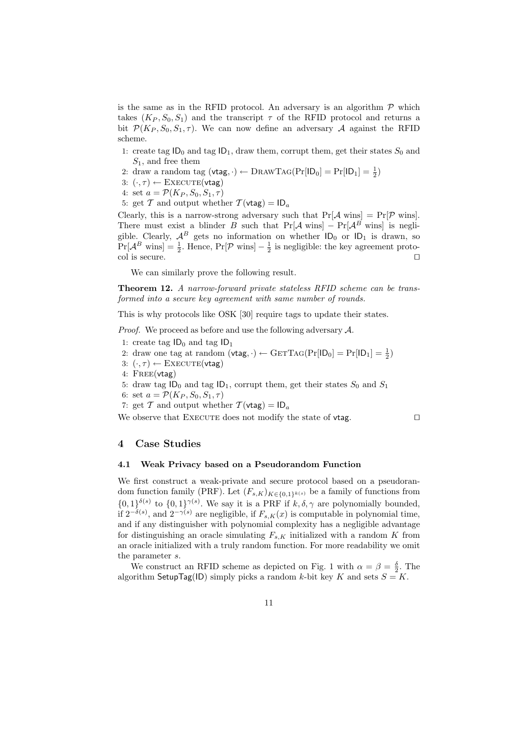is the same as in the RFID protocol. An adversary is an algorithm $\mathcal{P}$ which takes $(K_P, S_0, S_1)$ and the transcript $\tau$ of the RFID protocol and returns a bit $\mathcal{P}(K_P, S_0, S_1, \tau)$. We can now define an adversary $\mathcal{A}$ against the RFID scheme.

1: create tag $\mathsf{ID}_0$ and tag $\mathsf{ID}_1$, draw them, corrupt them, get their states $S_0$ and $S_1$, and free them
2: draw a random tag $(\mathsf{vtag}, \cdot) \leftarrow \textsc{DrawTag}(\Pr[\mathsf{ID}_0] = \Pr[\mathsf{ID}_1] = \frac{1}{2})$
3: $(\cdot, \tau) \leftarrow \textsc{Execute}(\mathsf{vtag})$
4: set $a = \mathcal{P}(K_P, S_0, S_1, \tau)$
5: get $\mathcal{T}$ and output whether $\mathcal{T}(\mathsf{vtag}) = \mathsf{ID}_a$

Clearly, this is a narrow-strong adversary such that $\Pr[\mathcal{A} \text{ wins}] = \Pr[\mathcal{P} \text{ wins}]$. There must exist a blinder $B$ such that $\Pr[\mathcal{A} \text{ wins}] - \Pr[\mathcal{A}^B \text{ wins}]$ is negligible. Clearly, $\mathcal{A}^B$ gets no information on whether $\mathsf{ID}_0$ or $\mathsf{ID}_1$ is drawn, so $\Pr[\mathcal{A}^B \text{ wins}] = \frac{1}{2}$. Hence, $\Pr[\mathcal{P} \text{ wins}] - \frac{1}{2}$ is negligible: the key agreement protocol is secure. ◻

We can similarly prove the following result.

**Theorem 12.** *A narrow-forward private stateless RFID scheme can be transformed into a secure key agreement with same number of rounds.*

This is why protocols like OSK [30] require tags to update their states.

*Proof.* We proceed as before and use the following adversary $\mathcal{A}$.

1: create tag $\mathsf{ID}_0$ and tag $\mathsf{ID}_1$
2: draw one tag at random $(\mathsf{vtag}, \cdot) \leftarrow \textsc{GetTag}(\Pr[\mathsf{ID}_0] = \Pr[\mathsf{ID}_1] = \frac{1}{2})$
3: $(\cdot, \tau) \leftarrow \textsc{Execute}(\mathsf{vtag})$
4: $\textsc{Free}(\mathsf{vtag})$
5: draw tag $\mathsf{ID}_0$ and tag $\mathsf{ID}_1$, corrupt them, get their states $S_0$ and $S_1$
6: set $a = \mathcal{P}(K_P, S_0, S_1, \tau)$
7: get $\mathcal{T}$ and output whether $\mathcal{T}(\mathsf{vtag}) = \mathsf{ID}_a$

We observe that $\textsc{Execute}$ does not modify the state of $\mathsf{vtag}$. ◻

## 4 Case Studies

### 4.1 Weak Privacy based on a Pseudorandom Function

We first construct a weak-private and secure protocol based on a pseudorandom function family (PRF). Let $(F_{s,K})_{K \in \{0,1\}^{k(s)}}$ be a family of functions from $\{0,1\}^{\delta(s)}$ to $\{0,1\}^{\gamma(s)}$. We say it is a PRF if $k, \delta, \gamma$ are polynomially bounded, if $2^{-\delta(s)}$, and $2^{-\gamma(s)}$ are negligible, if $F_{s,K}(x)$ is computable in polynomial time, and if any distinguisher with polynomial complexity has a negligible advantage for distinguishing an oracle simulating $F_{s,K}$ initialized with a random $K$ from an oracle initialized with a truly random function. For more readability we omit the parameter $s$.

We construct an RFID scheme as depicted on Fig. 1 with $\alpha = \beta = \frac{\delta}{2}$. The algorithm $\mathsf{SetupTag}(\mathsf{ID})$ simply picks a random $k$-bit key $K$ and sets $S = K$.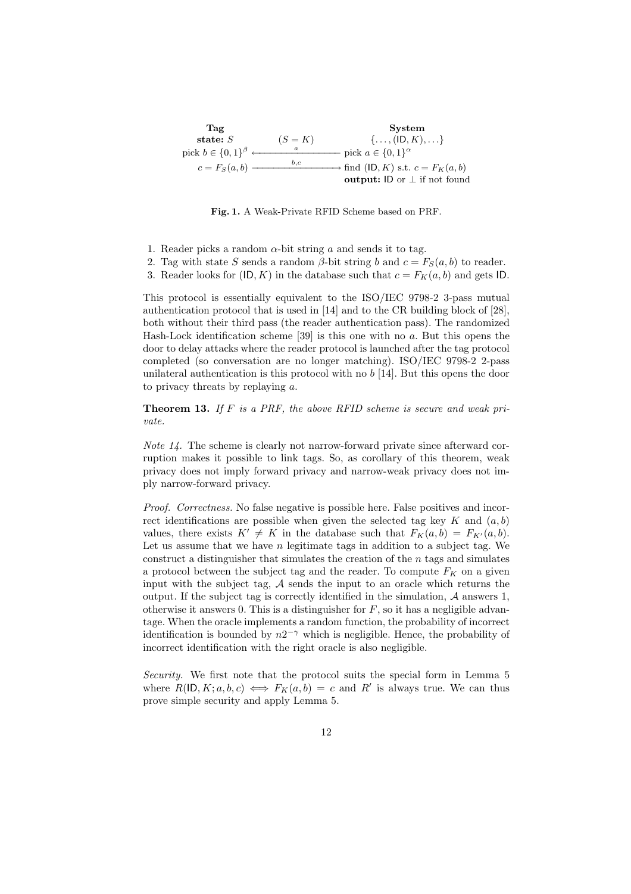| **Tag** | | **System** |
|---|---|---|
| **state:** $S$ | $(S = K)$ | $\{\ldots, (\mathsf{ID}, K), \ldots\}$ |
| pick $b \in \{0,1\}^\beta$ | $\xleftarrow{\quad a \quad}$ | pick $a \in \{0,1\}^\alpha$ |
| $c = F_S(a,b)$ | $\xrightarrow{\quad b,c \quad}$ | find $(\mathsf{ID}, K)$ s.t. $c = F_K(a,b)$ |
| | | **output:** $\mathsf{ID}$ or $\perp$ if not found |

**Fig. 1.** A Weak-Private RFID Scheme based on PRF.

1. Reader picks a random $\alpha$-bit string $a$ and sends it to tag.
2. Tag with state $S$ sends a random $\beta$-bit string $b$ and $c = F_S(a,b)$ to reader.
3. Reader looks for $(\mathsf{ID}, K)$ in the database such that $c = F_K(a,b)$ and gets $\mathsf{ID}$.

This protocol is essentially equivalent to the ISO/IEC 9798-2 3-pass mutual authentication protocol that is used in [14] and to the CR building block of [28], both without their third pass (the reader authentication pass). The randomized Hash-Lock identification scheme [39] is this one with no $a$. But this opens the door to delay attacks where the reader protocol is launched after the tag protocol completed (so conversation are no longer matching). ISO/IEC 9798-2 2-pass unilateral authentication is this protocol with no $b$ [14]. But this opens the door to privacy threats by replaying $a$.

**Theorem 13.** *If $F$ is a PRF, the above RFID scheme is secure and weak private.*

*Note 14.* The scheme is clearly not narrow-forward private since afterward corruption makes it possible to link tags. So, as corollary of this theorem, weak privacy does not imply forward privacy and narrow-weak privacy does not imply narrow-forward privacy.

*Proof. Correctness.* No false negative is possible here. False positives and incorrect identifications are possible when given the selected tag key $K$ and $(a,b)$ values, there exists $K' \neq K$ in the database such that $F_K(a,b) = F_{K'}(a,b)$. Let us assume that we have $n$ legitimate tags in addition to a subject tag. We construct a distinguisher that simulates the creation of the $n$ tags and simulates a protocol between the subject tag and the reader. To compute $F_K$ on a given input with the subject tag, $\mathcal{A}$ sends the input to an oracle which returns the output. If the subject tag is correctly identified in the simulation, $\mathcal{A}$ answers 1, otherwise it answers 0. This is a distinguisher for $F$, so it has a negligible advantage. When the oracle implements a random function, the probability of incorrect identification is bounded by $n2^{-\gamma}$ which is negligible. Hence, the probability of incorrect identification with the right oracle is also negligible.

*Security.* We first note that the protocol suits the special form in Lemma 5 where $R(\mathsf{ID}, K; a, b, c) \iff F_K(a,b) = c$ and $R'$ is always true. We can thus prove simple security and apply Lemma 5.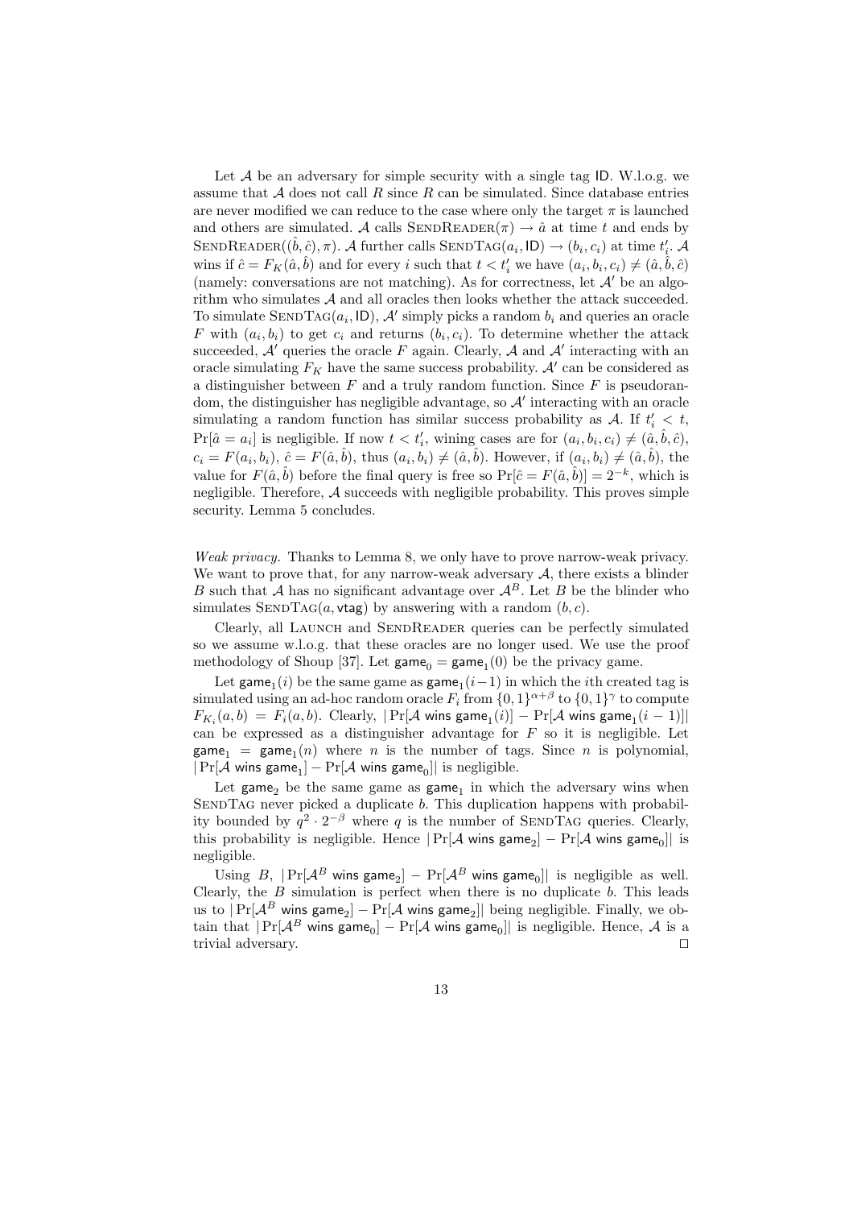Let $\mathcal{A}$ be an adversary for simple security with a single tag $\mathsf{ID}$. W.l.o.g. we assume that $\mathcal{A}$ does not call $R$ since $R$ can be simulated. Since database entries are never modified we can reduce to the case where only the target $\pi$ is launched and others are simulated. $\mathcal{A}$ calls $\textsc{SendReader}(\pi) \rightarrow \hat{a}$ at time $t$ and ends by $\textsc{SendReader}((\hat{b}, \hat{c}), \pi)$. $\mathcal{A}$ further calls $\textsc{SendTag}(a_i, \mathsf{ID}) \rightarrow (b_i, c_i)$ at time $t'_i$. $\mathcal{A}$ wins if $\hat{c} = F_K(\hat{a}, \hat{b})$ and for every $i$ such that $t < t'_i$ we have $(a_i, b_i, c_i) \neq (\hat{a}, \hat{b}, \hat{c})$ (namely: conversations are not matching). As for correctness, let $\mathcal{A}'$ be an algorithm who simulates $\mathcal{A}$ and all oracles then looks whether the attack succeeded. To simulate $\textsc{SendTag}(a_i, \mathsf{ID})$, $\mathcal{A}'$ simply picks a random $b_i$ and queries an oracle $F$ with $(a_i, b_i)$ to get $c_i$ and returns $(b_i, c_i)$. To determine whether the attack succeeded, $\mathcal{A}'$ queries the oracle $F$ again. Clearly, $\mathcal{A}$ and $\mathcal{A}'$ interacting with an oracle simulating $F_K$ have the same success probability. $\mathcal{A}'$ can be considered as a distinguisher between $F$ and a truly random function. Since $F$ is pseudorandom, the distinguisher has negligible advantage, so $\mathcal{A}'$ interacting with an oracle simulating a random function has similar success probability as $\mathcal{A}$. If $t'_i < t$, $\Pr[\hat{a} = a_i]$ is negligible. If now $t < t'_i$, wining cases are for $(a_i, b_i, c_i) \neq (\hat{a}, \hat{b}, \hat{c})$, $c_i = F(a_i, b_i)$, $\hat{c} = F(\hat{a}, \hat{b})$, thus $(a_i, b_i) \neq (\hat{a}, \hat{b})$. However, if $(a_i, b_i) \neq (\hat{a}, \hat{b})$, the value for $F(\hat{a}, \hat{b})$ before the final query is free so $\Pr[\hat{c} = F(\hat{a}, \hat{b})] = 2^{-k}$, which is negligible. Therefore, $\mathcal{A}$ succeeds with negligible probability. This proves simple security. Lemma 5 concludes.

*Weak privacy.* Thanks to Lemma 8, we only have to prove narrow-weak privacy. We want to prove that, for any narrow-weak adversary $\mathcal{A}$, there exists a blinder $B$ such that $\mathcal{A}$ has no significant advantage over $\mathcal{A}^B$. Let $B$ be the blinder who simulates $\textsc{SendTag}(a, \mathsf{vtag})$ by answering with a random $(b, c)$.

Clearly, all $\textsc{Launch}$ and $\textsc{SendReader}$ queries can be perfectly simulated so we assume w.l.o.g. that these oracles are no longer used. We use the proof methodology of Shoup [37]. Let $\mathsf{game}_0 = \mathsf{game}_1(0)$ be the privacy game.

Let $\mathsf{game}_1(i)$ be the same game as $\mathsf{game}_1(i-1)$ in which the $i$th created tag is simulated using an ad-hoc random oracle $F_i$ from $\{0,1\}^{\alpha+\beta}$ to $\{0,1\}^{\gamma}$ to compute $F_{K_i}(a, b) = F_i(a, b)$. Clearly, $|\Pr[\mathcal{A} \text{ wins } \mathsf{game}_1(i)] - \Pr[\mathcal{A} \text{ wins } \mathsf{game}_1(i-1)]|$ can be expressed as a distinguisher advantage for $F$ so it is negligible. Let $\mathsf{game}_1 = \mathsf{game}_1(n)$ where $n$ is the number of tags. Since $n$ is polynomial, $|\Pr[\mathcal{A} \text{ wins } \mathsf{game}_1] - \Pr[\mathcal{A} \text{ wins } \mathsf{game}_0]|$ is negligible.

Let $\mathsf{game}_2$ be the same game as $\mathsf{game}_1$ in which the adversary wins when $\textsc{SendTag}$ never picked a duplicate $b$. This duplication happens with probability bounded by $q^2 \cdot 2^{-\beta}$ where $q$ is the number of $\textsc{SendTag}$ queries. Clearly, this probability is negligible. Hence $|\Pr[\mathcal{A} \text{ wins } \mathsf{game}_2] - \Pr[\mathcal{A} \text{ wins } \mathsf{game}_0]|$ is negligible.

Using $B$, $|\Pr[\mathcal{A}^B \text{ wins } \mathsf{game}_2] - \Pr[\mathcal{A}^B \text{ wins } \mathsf{game}_0]|$ is negligible as well. Clearly, the $B$ simulation is perfect when there is no duplicate $b$. This leads us to $|\Pr[\mathcal{A}^B \text{ wins } \mathsf{game}_2] - \Pr[\mathcal{A} \text{ wins } \mathsf{game}_2]|$ being negligible. Finally, we obtain that $|\Pr[\mathcal{A}^B \text{ wins } \mathsf{game}_0] - \Pr[\mathcal{A} \text{ wins } \mathsf{game}_0]|$ is negligible. Hence, $\mathcal{A}$ is a trivial adversary. □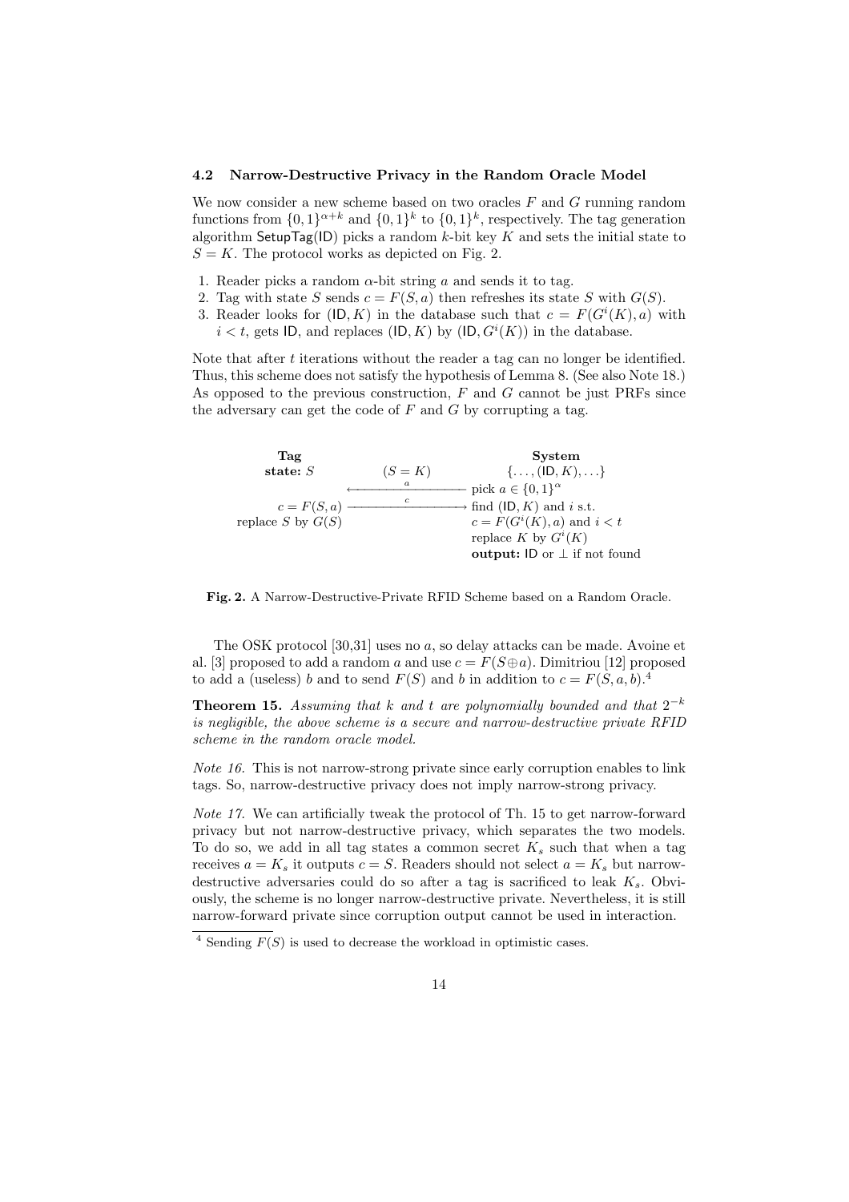### 4.2 Narrow-Destructive Privacy in the Random Oracle Model

We now consider a new scheme based on two oracles $F$ and $G$ running random functions from $\{0,1\}^{\alpha+k}$ and $\{0,1\}^k$ to $\{0,1\}^k$, respectively. The tag generation algorithm $\mathsf{SetupTag}(\mathsf{ID})$ picks a random $k$-bit key $K$ and sets the initial state to $S = K$. The protocol works as depicted on Fig. 2.

1. Reader picks a random $\alpha$-bit string $a$ and sends it to tag.
2. Tag with state $S$ sends $c = F(S, a)$ then refreshes its state $S$ with $G(S)$.
3. Reader looks for $(\mathsf{ID}, K)$ in the database such that $c = F(G^i(K), a)$ with $i < t$, gets $\mathsf{ID}$, and replaces $(\mathsf{ID}, K)$ by $(\mathsf{ID}, G^i(K))$ in the database.

Note that after $t$ iterations without the reader a tag can no longer be identified. Thus, this scheme does not satisfy the hypothesis of Lemma 8. (See also Note 18.) As opposed to the previous construction, $F$ and $G$ cannot be just PRFs since the adversary can get the code of $F$ and $G$ by corrupting a tag.

| **Tag** | | **System** |
|---|---|---|
| **state:** $S$ | $(S = K)$ | $\{\ldots, (\mathsf{ID}, K), \ldots\}$ |
| | $\xleftarrow{\quad a \quad}$ | pick $a \in \{0,1\}^\alpha$ |
| $c = F(S, a)$ | $\xrightarrow{\quad c \quad}$ | find $(\mathsf{ID}, K)$ and $i$ s.t. |
| replace $S$ by $G(S)$ | | $c = F(G^i(K), a)$ and $i < t$ |
| | | replace $K$ by $G^i(K)$ |
| | | **output:** $\mathsf{ID}$ or $\perp$ if not found |

**Fig. 2.** A Narrow-Destructive-Private RFID Scheme based on a Random Oracle.

The OSK protocol [30,31] uses no $a$, so delay attacks can be made. Avoine et al. [3] proposed to add a random $a$ and use $c = F(S \oplus a)$. Dimitriou [12] proposed to add a (useless) $b$ and to send $F(S)$ and $b$ in addition to $c = F(S, a, b)$.[4]

**Theorem 15.** *Assuming that $k$ and $t$ are polynomially bounded and that $2^{-k}$ is negligible, the above scheme is a secure and narrow-destructive private RFID scheme in the random oracle model.*

*Note 16.* This is not narrow-strong private since early corruption enables to link tags. So, narrow-destructive privacy does not imply narrow-strong privacy.

*Note 17.* We can artificially tweak the protocol of Th. 15 to get narrow-forward privacy but not narrow-destructive privacy, which separates the two models. To do so, we add in all tag states a common secret $K_s$ such that when a tag receives $a = K_s$ it outputs $c = S$. Readers should not select $a = K_s$ but narrow-destructive adversaries could do so after a tag is sacrificed to leak $K_s$. Obviously, the scheme is no longer narrow-destructive private. Nevertheless, it is still narrow-forward private since corruption output cannot be used in interaction.

[4] Sending $F(S)$ is used to decrease the workload in optimistic cases.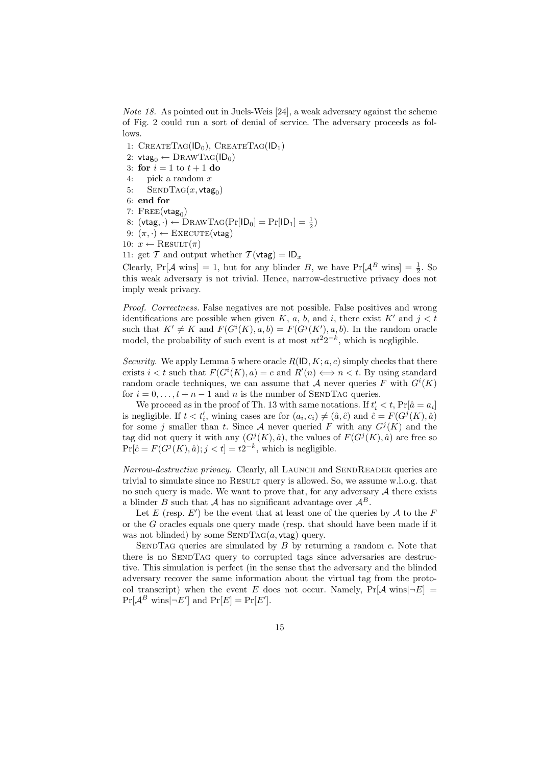*Note 18.* As pointed out in Juels-Weis [24], a weak adversary against the scheme of Fig. 2 could run a sort of denial of service. The adversary proceeds as follows.

```
1:  CreateTag(ID_0), CreateTag(ID_1)
2:  vtag_0 ← DrawTag(ID_0)
3:  for i = 1 to t + 1 do
4:      pick a random x
5:      SendTag(x, vtag_0)
6:  end for
7:  Free(vtag_0)
8:  (vtag, ·) ← DrawTag(Pr[ID_0] = Pr[ID_1] = 1/2)
9:  (π, ·) ← Execute(vtag)
10: x ← Result(π)
11: get T and output whether T(vtag) = ID_x
```

Clearly, $\Pr[\mathcal{A} \text{ wins}] = 1$, but for any blinder $B$, we have $\Pr[\mathcal{A}^B \text{ wins}] = \frac{1}{2}$. So this weak adversary is not trivial. Hence, narrow-destructive privacy does not imply weak privacy.

*Proof. Correctness.* False negatives are not possible. False positives and wrong identifications are possible when given $K$, $a$, $b$, and $i$, there exist $K'$ and $j < t$ such that $K' \neq K$ and $F(G^i(K), a, b) = F(G^j(K'), a, b)$. In the random oracle model, the probability of such event is at most $nt^2 2^{-k}$, which is negligible.

*Security.* We apply Lemma 5 where oracle $R(\mathsf{ID}, K; a, c)$ simply checks that there exists $i < t$ such that $F(G^i(K), a) = c$ and $R'(n) \iff n < t$. By using standard random oracle techniques, we can assume that $\mathcal{A}$ never queries $F$ with $G^i(K)$ for $i = 0, \ldots, t + n - 1$ and $n$ is the number of SendTag queries.

We proceed as in the proof of Th. 13 with same notations. If $t'_i < t$, $\Pr[\hat{a} = a_i]$ is negligible. If $t < t'_i$, wining cases are for $(a_i, c_i) \neq (\hat{a}, \hat{c})$ and $\hat{c} = F(G^j(K), \hat{a})$ for some $j$ smaller than $t$. Since $\mathcal{A}$ never queried $F$ with any $G^j(K)$ and the tag did not query it with any $(G^j(K), \hat{a})$, the values of $F(G^j(K), \hat{a})$ are free so $\Pr[\hat{c} = F(G^j(K), \hat{a}); j < t] = t2^{-k}$, which is negligible.

*Narrow-destructive privacy.* Clearly, all Launch and SendReader queries are trivial to simulate since no Result query is allowed. So, we assume w.l.o.g. that no such query is made. We want to prove that, for any adversary $\mathcal{A}$ there exists a blinder $B$ such that $\mathcal{A}$ has no significant advantage over $\mathcal{A}^B$.

Let $E$ (resp. $E'$) be the event that at least one of the queries by $\mathcal{A}$ to the $F$ or the $G$ oracles equals one query made (resp. that should have been made if it was not blinded) by some $\text{SendTag}(a, \mathsf{vtag})$ query.

SendTag queries are simulated by $B$ by returning a random $c$. Note that there is no SendTag query to corrupted tags since adversaries are destructive. This simulation is perfect (in the sense that the adversary and the blinded adversary recover the same information about the virtual tag from the protocol transcript) when the event $E$ does not occur. Namely, $\Pr[\mathcal{A} \text{ wins}|\neg E] = \Pr[\mathcal{A}^B \text{ wins}|\neg E']$ and $\Pr[E] = \Pr[E']$.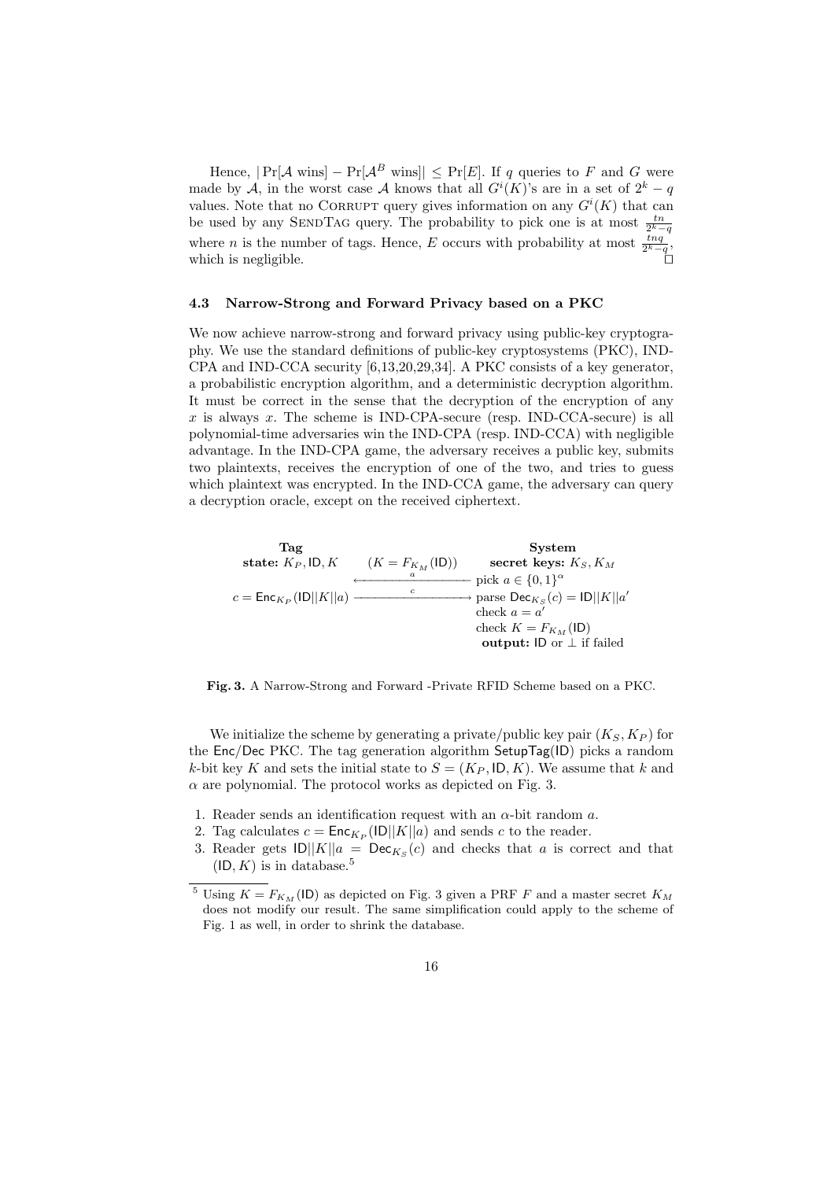Hence, $|\Pr[\mathcal{A} \text{ wins}] - \Pr[\mathcal{A}^B \text{ wins}]| \leq \Pr[E]$. If $q$ queries to $F$ and $G$ were made by $\mathcal{A}$, in the worst case $\mathcal{A}$ knows that all $G^i(K)$'s are in a set of $2^k - q$ values. Note that no Corrupt query gives information on any $G^i(K)$ that can be used by any SendTag query. The probability to pick one is at most $\frac{tn}{2^k - q}$ where $n$ is the number of tags. Hence, $E$ occurs with probability at most $\frac{tnq}{2^k - q}$, which is negligible. □

### 4.3 Narrow-Strong and Forward Privacy based on a PKC

We now achieve narrow-strong and forward privacy using public-key cryptography. We use the standard definitions of public-key cryptosystems (PKC), IND-CPA and IND-CCA security [6,13,20,29,34]. A PKC consists of a key generator, a probabilistic encryption algorithm, and a deterministic decryption algorithm. It must be correct in the sense that the decryption of the encryption of any $x$ is always $x$. The scheme is IND-CPA-secure (resp. IND-CCA-secure) is all polynomial-time adversaries win the IND-CPA (resp. IND-CCA) with negligible advantage. In the IND-CPA game, the adversary receives a public key, submits two plaintexts, receives the encryption of one of the two, and tries to guess which plaintext was encrypted. In the IND-CCA game, the adversary can query a decryption oracle, except on the received ciphertext.

| **Tag** | | **System** |
|---|---|---|
| **state:** $K_P, \mathsf{ID}, K$ | $(K = F_{K_M}(\mathsf{ID}))$ | **secret keys:** $K_S, K_M$ |
| | $\xleftarrow{\quad a \quad}$ | pick $a \in \{0,1\}^\alpha$ |
| $c = \mathsf{Enc}_{K_P}(\mathsf{ID}\|\|K\|\|a)$ | $\xrightarrow{\quad c \quad}$ | parse $\mathsf{Dec}_{K_S}(c) = \mathsf{ID}\|\|K\|\|a'$ |
| | | check $a = a'$ |
| | | check $K = F_{K_M}(\mathsf{ID})$ |
| | | **output:** $\mathsf{ID}$ or $\perp$ if failed |

**Fig. 3.** A Narrow-Strong and Forward -Private RFID Scheme based on a PKC.

We initialize the scheme by generating a private/public key pair $(K_S, K_P)$ for the $\mathsf{Enc}/\mathsf{Dec}$ PKC. The tag generation algorithm $\mathsf{SetupTag}(\mathsf{ID})$ picks a random $k$-bit key $K$ and sets the initial state to $S = (K_P, \mathsf{ID}, K)$. We assume that $k$ and $\alpha$ are polynomial. The protocol works as depicted on Fig. 3.

1. Reader sends an identification request with an $\alpha$-bit random $a$.
2. Tag calculates $c = \mathsf{Enc}_{K_P}(\mathsf{ID}||K||a)$ and sends $c$ to the reader.
3. Reader gets $\mathsf{ID}||K||a = \mathsf{Dec}_{K_S}(c)$ and checks that $a$ is correct and that $(\mathsf{ID}, K)$ is in database.[5]

[5] Using $K = F_{K_M}(\mathsf{ID})$ as depicted on Fig. 3 given a PRF $F$ and a master secret $K_M$ does not modify our result. The same simplification could apply to the scheme of Fig. 1 as well, in order to shrink the database.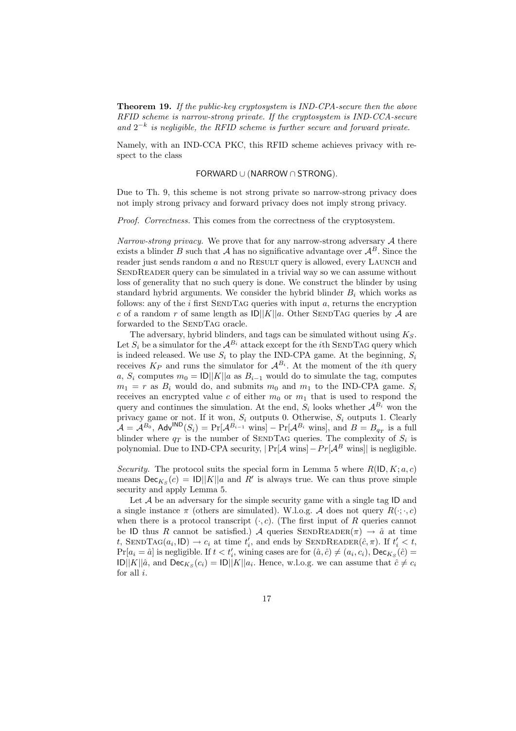**Theorem 19.** *If the public-key cryptosystem is IND-CPA-secure then the above RFID scheme is narrow-strong private. If the cryptosystem is IND-CCA-secure and $2^{-k}$ is negligible, the RFID scheme is further secure and forward private.*

Namely, with an IND-CCA PKC, this RFID scheme achieves privacy with respect to the class

$$\mathsf{FORWARD} \cup (\mathsf{NARROW} \cap \mathsf{STRONG}).$$

Due to Th. 9, this scheme is not strong private so narrow-strong privacy does not imply strong privacy and forward privacy does not imply strong privacy.

*Proof. Correctness.* This comes from the correctness of the cryptosystem.

*Narrow-strong privacy.* We prove that for any narrow-strong adversary $\mathcal{A}$ there exists a blinder $B$ such that $\mathcal{A}$ has no significative advantage over $\mathcal{A}^B$. Since the reader just sends random $a$ and no RESULT query is allowed, every LAUNCH and SENDREADER query can be simulated in a trivial way so we can assume without loss of generality that no such query is done. We construct the blinder by using standard hybrid arguments. We consider the hybrid blinder $B_i$ which works as follows: any of the $i$ first SENDTAG queries with input $a$, returns the encryption $c$ of a random $r$ of same length as $\mathsf{ID}||K||a$. Other SENDTAG queries by $\mathcal{A}$ are forwarded to the SENDTAG oracle.

The adversary, hybrid blinders, and tags can be simulated without using $K_S$. Let $S_i$ be a simulator for the $\mathcal{A}^{B_i}$ attack except for the $i$th SENDTAG query which is indeed released. We use $S_i$ to play the IND-CPA game. At the beginning, $S_i$ receives $K_P$ and runs the simulator for $\mathcal{A}^{B_i}$. At the moment of the $i$th query $a$, $S_i$ computes $m_0 = \mathsf{ID}||K||a$ as $B_{i-1}$ would do to simulate the tag, computes $m_1 = r$ as $B_i$ would do, and submits $m_0$ and $m_1$ to the IND-CPA game. $S_i$ receives an encrypted value $c$ of either $m_0$ or $m_1$ that is used to respond the query and continues the simulation. At the end, $S_i$ looks whether $\mathcal{A}^{B_i}$ won the privacy game or not. If it won, $S_i$ outputs 0. Otherwise, $S_i$ outputs 1. Clearly $\mathcal{A} = \mathcal{A}^{B_0}$, $\mathsf{Adv}^{\mathsf{IND}}(S_i) = \Pr[\mathcal{A}^{B_{i-1}} \text{ wins}] - \Pr[\mathcal{A}^{B_i} \text{ wins}]$, and $B = B_{q_T}$ is a full blinder where $q_T$ is the number of SENDTAG queries. The complexity of $S_i$ is polynomial. Due to IND-CPA security, $|\Pr[\mathcal{A} \text{ wins}] - Pr[\mathcal{A}^B \text{ wins}]|$ is negligible.

*Security.* The protocol suits the special form in Lemma 5 where $R(\mathsf{ID}, K; a, c)$ means $\mathsf{Dec}_{K_S}(c) = \mathsf{ID}||K||a$ and $R'$ is always true. We can thus prove simple security and apply Lemma 5.

Let $\mathcal{A}$ be an adversary for the simple security game with a single tag $\mathsf{ID}$ and a single instance $\pi$ (others are simulated). W.l.o.g. $\mathcal{A}$ does not query $R(\cdot; \cdot, c)$ when there is a protocol transcript $(\cdot, c)$. (The first input of $R$ queries cannot be $\mathsf{ID}$ thus $R$ cannot be satisfied.) $\mathcal{A}$ queries SENDREADER$(\pi) \to \hat{a}$ at time $t$, SENDTAG$(a_i, \mathsf{ID}) \to c_i$ at time $t'_i$, and ends by SENDREADER$(\hat{c}, \pi)$. If $t'_i < t$, $\Pr[a_i = \hat{a}]$ is negligible. If $t < t'_i$, wining cases are for $(\hat{a}, \hat{c}) \neq (a_i, c_i)$, $\mathsf{Dec}_{K_S}(\hat{c}) = \mathsf{ID}||K||\hat{a}$, and $\mathsf{Dec}_{K_S}(c_i) = \mathsf{ID}||K||a_i$. Hence, w.l.o.g. we can assume that $\hat{c} \neq c_i$ for all $i$.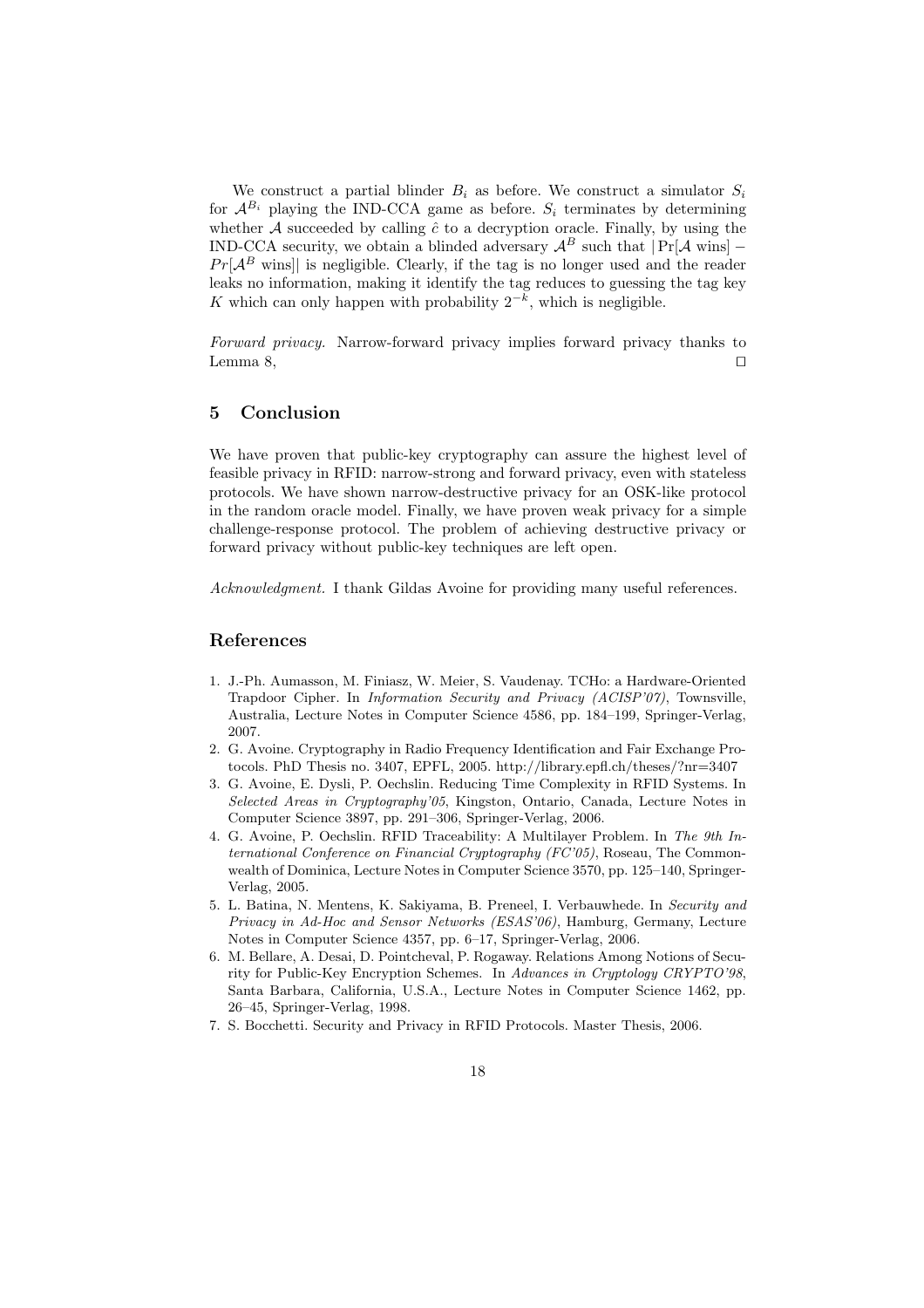We construct a partial blinder $B_i$ as before. We construct a simulator $S_i$ for $\mathcal{A}^{B_i}$ playing the IND-CCA game as before. $S_i$ terminates by determining whether $\mathcal{A}$ succeeded by calling $\hat{c}$ to a decryption oracle. Finally, by using the IND-CCA security, we obtain a blinded adversary $\mathcal{A}^B$ such that $|\Pr[\mathcal{A} \text{ wins}] - Pr[\mathcal{A}^B \text{ wins}]|$ is negligible. Clearly, if the tag is no longer used and the reader leaks no information, making it identify the tag reduces to guessing the tag key $K$ which can only happen with probability $2^{-k}$, which is negligible.

*Forward privacy.* Narrow-forward privacy implies forward privacy thanks to Lemma 8, □

## 5 Conclusion

We have proven that public-key cryptography can assure the highest level of feasible privacy in RFID: narrow-strong and forward privacy, even with stateless protocols. We have shown narrow-destructive privacy for an OSK-like protocol in the random oracle model. Finally, we have proven weak privacy for a simple challenge-response protocol. The problem of achieving destructive privacy or forward privacy without public-key techniques are left open.

*Acknowledgment.* I thank Gildas Avoine for providing many useful references.

## References

1. J.-Ph. Aumasson, M. Finiasz, W. Meier, S. Vaudenay. TCHo: a Hardware-Oriented Trapdoor Cipher. In *Information Security and Privacy (ACISP'07)*, Townsville, Australia, Lecture Notes in Computer Science 4586, pp. 184–199, Springer-Verlag, 2007.
2. G. Avoine. Cryptography in Radio Frequency Identification and Fair Exchange Protocols. PhD Thesis no. 3407, EPFL, 2005. http://library.epfl.ch/theses/?nr=3407
3. G. Avoine, E. Dysli, P. Oechslin. Reducing Time Complexity in RFID Systems. In *Selected Areas in Cryptography'05*, Kingston, Ontario, Canada, Lecture Notes in Computer Science 3897, pp. 291–306, Springer-Verlag, 2006.
4. G. Avoine, P. Oechslin. RFID Traceability: A Multilayer Problem. In *The 9th International Conference on Financial Cryptography (FC'05)*, Roseau, The Commonwealth of Dominica, Lecture Notes in Computer Science 3570, pp. 125–140, Springer-Verlag, 2005.
5. L. Batina, N. Mentens, K. Sakiyama, B. Preneel, I. Verbauwhede. In *Security and Privacy in Ad-Hoc and Sensor Networks (ESAS'06)*, Hamburg, Germany, Lecture Notes in Computer Science 4357, pp. 6–17, Springer-Verlag, 2006.
6. M. Bellare, A. Desai, D. Pointcheval, P. Rogaway. Relations Among Notions of Security for Public-Key Encryption Schemes. In *Advances in Cryptology CRYPTO'98*, Santa Barbara, California, U.S.A., Lecture Notes in Computer Science 1462, pp. 26–45, Springer-Verlag, 1998.
7. S. Bocchetti. Security and Privacy in RFID Protocols. Master Thesis, 2006.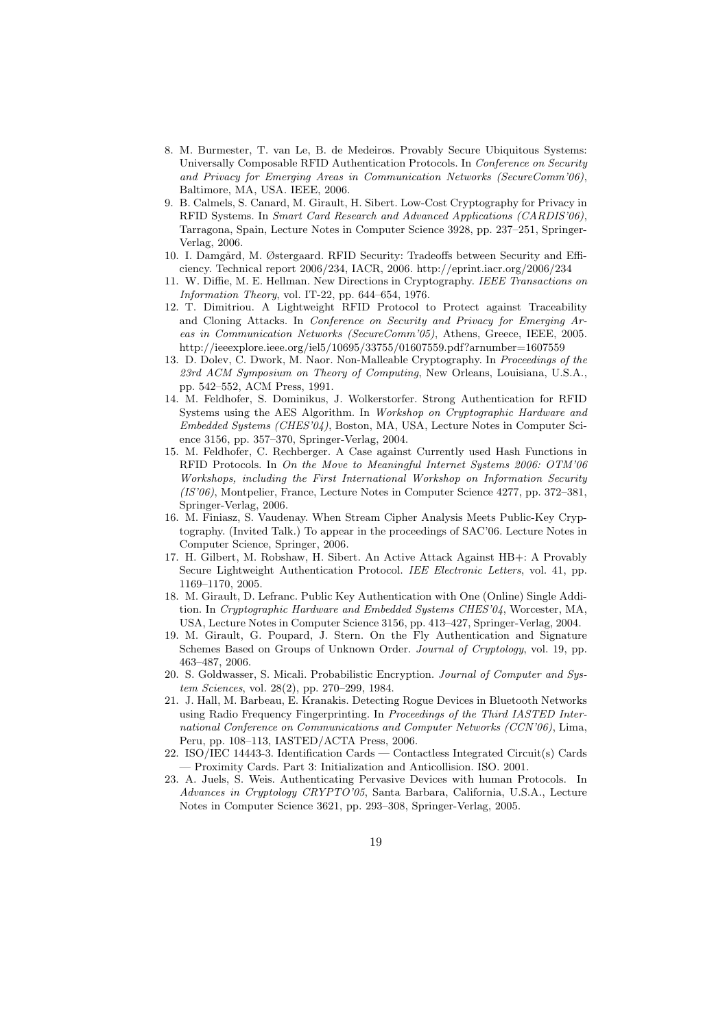8. M. Burmester, T. van Le, B. de Medeiros. Provably Secure Ubiquitous Systems: Universally Composable RFID Authentication Protocols. In *Conference on Security and Privacy for Emerging Areas in Communication Networks (SecureComm'06)*, Baltimore, MA, USA. IEEE, 2006.
9. B. Calmels, S. Canard, M. Girault, H. Sibert. Low-Cost Cryptography for Privacy in RFID Systems. In *Smart Card Research and Advanced Applications (CARDIS'06)*, Tarragona, Spain, Lecture Notes in Computer Science 3928, pp. 237–251, Springer-Verlag, 2006.
10. I. Damgård, M. Østergaard. RFID Security: Tradeoffs between Security and Efficiency. Technical report 2006/234, IACR, 2006. http://eprint.iacr.org/2006/234
11. W. Diffie, M. E. Hellman. New Directions in Cryptography. *IEEE Transactions on Information Theory*, vol. IT-22, pp. 644–654, 1976.
12. T. Dimitriou. A Lightweight RFID Protocol to Protect against Traceability and Cloning Attacks. In *Conference on Security and Privacy for Emerging Areas in Communication Networks (SecureComm'05)*, Athens, Greece, IEEE, 2005. http://ieeexplore.ieee.org/iel5/10695/33755/01607559.pdf?arnumber=1607559
13. D. Dolev, C. Dwork, M. Naor. Non-Malleable Cryptography. In *Proceedings of the 23rd ACM Symposium on Theory of Computing*, New Orleans, Louisiana, U.S.A., pp. 542–552, ACM Press, 1991.
14. M. Feldhofer, S. Dominikus, J. Wolkerstorfer. Strong Authentication for RFID Systems using the AES Algorithm. In *Workshop on Cryptographic Hardware and Embedded Systems (CHES'04)*, Boston, MA, USA, Lecture Notes in Computer Science 3156, pp. 357–370, Springer-Verlag, 2004.
15. M. Feldhofer, C. Rechberger. A Case against Currently used Hash Functions in RFID Protocols. In *On the Move to Meaningful Internet Systems 2006: OTM'06 Workshops, including the First International Workshop on Information Security (IS'06)*, Montpelier, France, Lecture Notes in Computer Science 4277, pp. 372–381, Springer-Verlag, 2006.
16. M. Finiasz, S. Vaudenay. When Stream Cipher Analysis Meets Public-Key Cryptography. (Invited Talk.) To appear in the proceedings of SAC'06. Lecture Notes in Computer Science, Springer, 2006.
17. H. Gilbert, M. Robshaw, H. Sibert. An Active Attack Against HB+: A Provably Secure Lightweight Authentication Protocol. *IEE Electronic Letters*, vol. 41, pp. 1169–1170, 2005.
18. M. Girault, D. Lefranc. Public Key Authentication with One (Online) Single Addition. In *Cryptographic Hardware and Embedded Systems CHES'04*, Worcester, MA, USA, Lecture Notes in Computer Science 3156, pp. 413–427, Springer-Verlag, 2004.
19. M. Girault, G. Poupard, J. Stern. On the Fly Authentication and Signature Schemes Based on Groups of Unknown Order. *Journal of Cryptology*, vol. 19, pp. 463–487, 2006.
20. S. Goldwasser, S. Micali. Probabilistic Encryption. *Journal of Computer and System Sciences*, vol. 28(2), pp. 270–299, 1984.
21. J. Hall, M. Barbeau, E. Kranakis. Detecting Rogue Devices in Bluetooth Networks using Radio Frequency Fingerprinting. In *Proceedings of the Third IASTED International Conference on Communications and Computer Networks (CCN'06)*, Lima, Peru, pp. 108–113, IASTED/ACTA Press, 2006.
22. ISO/IEC 14443-3. Identification Cards — Contactless Integrated Circuit(s) Cards — Proximity Cards. Part 3: Initialization and Anticollision. ISO. 2001.
23. A. Juels, S. Weis. Authenticating Pervasive Devices with human Protocols. In *Advances in Cryptology CRYPTO'05*, Santa Barbara, California, U.S.A., Lecture Notes in Computer Science 3621, pp. 293–308, Springer-Verlag, 2005.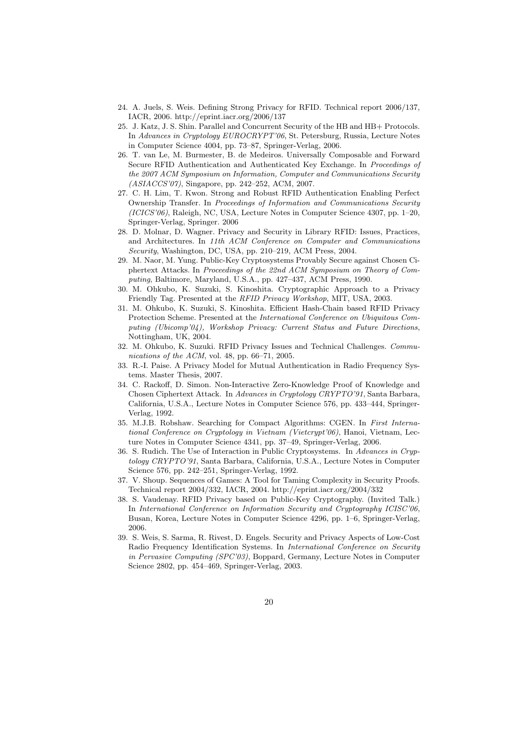24. A. Juels, S. Weis. Defining Strong Privacy for RFID. Technical report 2006/137, IACR, 2006. http://eprint.iacr.org/2006/137
25. J. Katz, J. S. Shin. Parallel and Concurrent Security of the HB and HB+ Protocols. In *Advances in Cryptology EUROCRYPT'06*, St. Petersburg, Russia, Lecture Notes in Computer Science 4004, pp. 73–87, Springer-Verlag, 2006.
26. T. van Le, M. Burmester, B. de Medeiros. Universally Composable and Forward Secure RFID Authentication and Authenticated Key Exchange. In *Proceedings of the 2007 ACM Symposium on Information, Computer and Communications Security (ASIACCS'07)*, Singapore, pp. 242–252, ACM, 2007.
27. C. H. Lim, T. Kwon. Strong and Robust RFID Authentication Enabling Perfect Ownership Transfer. In *Proceedings of Information and Communications Security (ICICS'06)*, Raleigh, NC, USA, Lecture Notes in Computer Science 4307, pp. 1–20, Springer-Verlag, Springer. 2006
28. D. Molnar, D. Wagner. Privacy and Security in Library RFID: Issues, Practices, and Architectures. In *11th ACM Conference on Computer and Communications Security*, Washington, DC, USA, pp. 210–219, ACM Press, 2004.
29. M. Naor, M. Yung. Public-Key Cryptosystems Provably Secure against Chosen Ciphertext Attacks. In *Proceedings of the 22nd ACM Symposium on Theory of Computing*, Baltimore, Maryland, U.S.A., pp. 427–437, ACM Press, 1990.
30. M. Ohkubo, K. Suzuki, S. Kinoshita. Cryptographic Approach to a Privacy Friendly Tag. Presented at the *RFID Privacy Workshop*, MIT, USA, 2003.
31. M. Ohkubo, K. Suzuki, S. Kinoshita. Efficient Hash-Chain based RFID Privacy Protection Scheme. Presented at the *International Conference on Ubiquitous Computing (Ubicomp'04), Workshop Privacy: Current Status and Future Directions*, Nottingham, UK, 2004.
32. M. Ohkubo, K. Suzuki. RFID Privacy Issues and Technical Challenges. *Communications of the ACM*, vol. 48, pp. 66–71, 2005.
33. R.-I. Paise. A Privacy Model for Mutual Authentication in Radio Frequency Systems. Master Thesis, 2007.
34. C. Rackoff, D. Simon. Non-Interactive Zero-Knowledge Proof of Knowledge and Chosen Ciphertext Attack. In *Advances in Cryptology CRYPTO'91*, Santa Barbara, California, U.S.A., Lecture Notes in Computer Science 576, pp. 433–444, Springer-Verlag, 1992.
35. M.J.B. Robshaw. Searching for Compact Algorithms: CGEN. In *First International Conference on Cryptology in Vietnam (Vietcrypt'06)*, Hanoi, Vietnam, Lecture Notes in Computer Science 4341, pp. 37–49, Springer-Verlag, 2006.
36. S. Rudich. The Use of Interaction in Public Cryptosystems. In *Advances in Cryptology CRYPTO'91*, Santa Barbara, California, U.S.A., Lecture Notes in Computer Science 576, pp. 242–251, Springer-Verlag, 1992.
37. V. Shoup. Sequences of Games: A Tool for Taming Complexity in Security Proofs. Technical report 2004/332, IACR, 2004. http://eprint.iacr.org/2004/332
38. S. Vaudenay. RFID Privacy based on Public-Key Cryptography. (Invited Talk.) In *International Conference on Information Security and Cryptography ICISC'06*, Busan, Korea, Lecture Notes in Computer Science 4296, pp. 1–6, Springer-Verlag, 2006.
39. S. Weis, S. Sarma, R. Rivest, D. Engels. Security and Privacy Aspects of Low-Cost Radio Frequency Identification Systems. In *International Conference on Security in Pervasive Computing (SPC'03)*, Boppard, Germany, Lecture Notes in Computer Science 2802, pp. 454–469, Springer-Verlag, 2003.